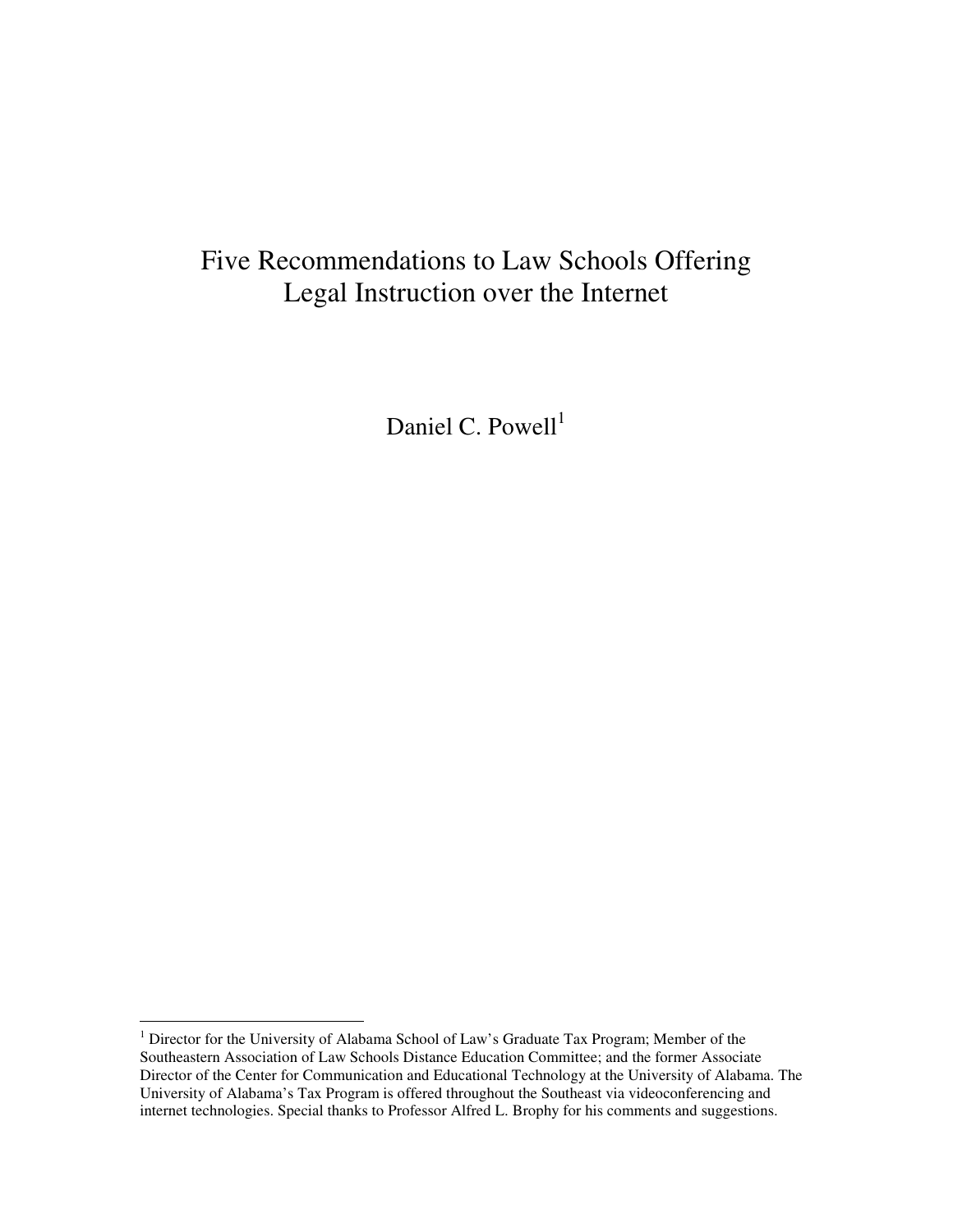# Five Recommendations to Law Schools Offering Legal Instruction over the Internet

Daniel C. Powell[1]

---

[1] Director for the University of Alabama School of Law's Graduate Tax Program; Member of the Southeastern Association of Law Schools Distance Education Committee; and the former Associate Director of the Center for Communication and Educational Technology at the University of Alabama. The University of Alabama's Tax Program is offered throughout the Southeast via videoconferencing and internet technologies. Special thanks to Professor Alfred L. Brophy for his comments and suggestions.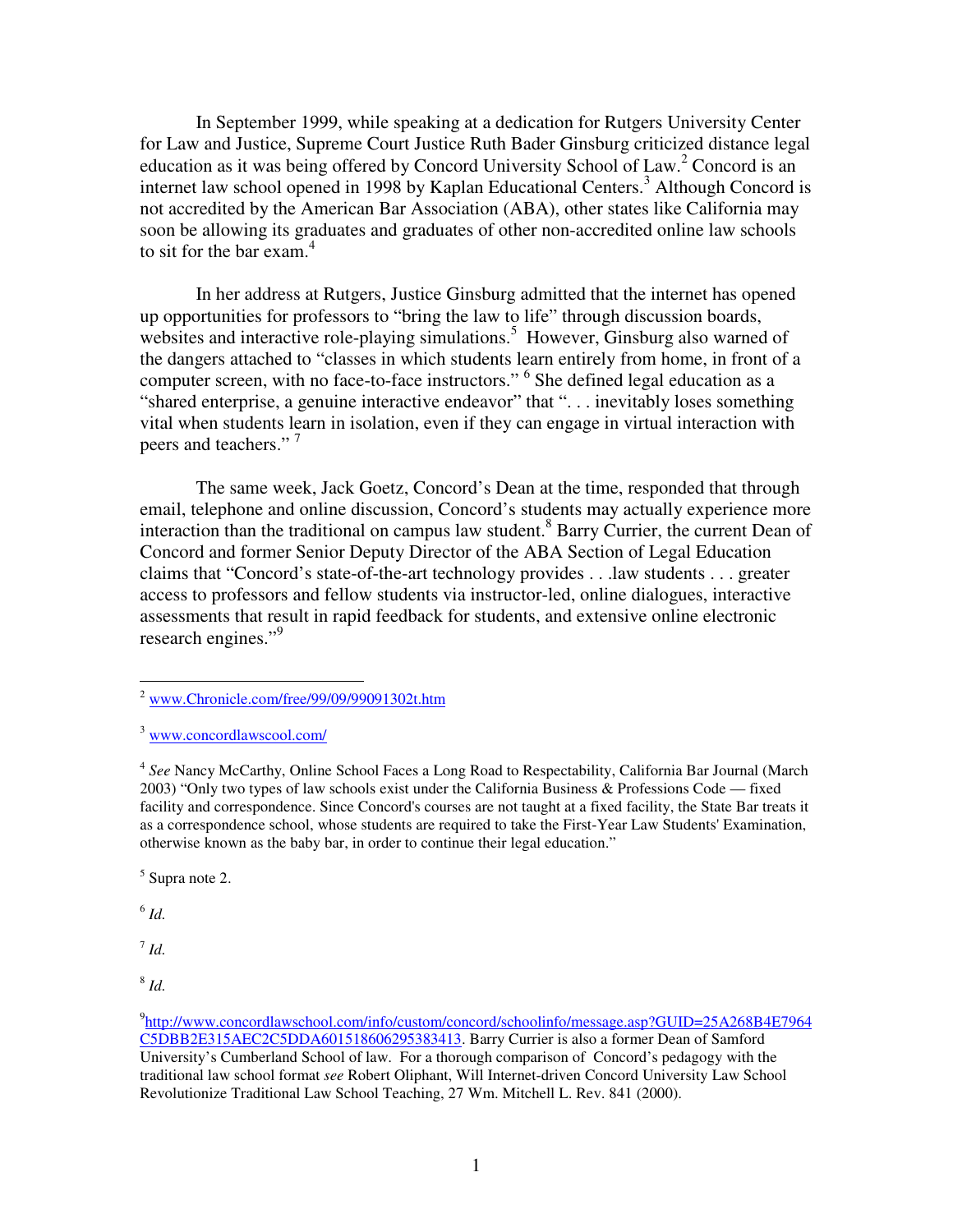In September 1999, while speaking at a dedication for Rutgers University Center for Law and Justice, Supreme Court Justice Ruth Bader Ginsburg criticized distance legal education as it was being offered by Concord University School of Law.[2] Concord is an internet law school opened in 1998 by Kaplan Educational Centers.[3] Although Concord is not accredited by the American Bar Association (ABA), other states like California may soon be allowing its graduates and graduates of other non-accredited online law schools to sit for the bar exam.[4]

In her address at Rutgers, Justice Ginsburg admitted that the internet has opened up opportunities for professors to "bring the law to life" through discussion boards, websites and interactive role-playing simulations.[5] However, Ginsburg also warned of the dangers attached to "classes in which students learn entirely from home, in front of a computer screen, with no face-to-face instructors." [6] She defined legal education as a "shared enterprise, a genuine interactive endeavor" that ". . . inevitably loses something vital when students learn in isolation, even if they can engage in virtual interaction with peers and teachers." [7]

The same week, Jack Goetz, Concord's Dean at the time, responded that through email, telephone and online discussion, Concord's students may actually experience more interaction than the traditional on campus law student.[8] Barry Currier, the current Dean of Concord and former Senior Deputy Director of the ABA Section of Legal Education claims that "Concord's state-of-the-art technology provides . . .law students . . . greater access to professors and fellow students via instructor-led, online dialogues, interactive assessments that result in rapid feedback for students, and extensive online electronic research engines."[9]

---

[2] www.Chronicle.com/free/99/09/99091302t.htm

[3] www.concordlawscool.com/

[4] *See* Nancy McCarthy, Online School Faces a Long Road to Respectability, California Bar Journal (March 2003) "Only two types of law schools exist under the California Business & Professions Code — fixed facility and correspondence. Since Concord's courses are not taught at a fixed facility, the State Bar treats it as a correspondence school, whose students are required to take the First-Year Law Students' Examination, otherwise known as the baby bar, in order to continue their legal education."

[5] Supra note 2.

[6] *Id.*

[7] *Id.*

[8] *Id.*

[9] http://www.concordlawschool.com/info/custom/concord/schoolinfo/message.asp?GUID=25A268B4E7964C5DBB2E315AEC2C5DDA601518606295383413. Barry Currier is also a former Dean of Samford University's Cumberland School of law. For a thorough comparison of Concord's pedagogy with the traditional law school format *see* Robert Oliphant, Will Internet-driven Concord University Law School Revolutionize Traditional Law School Teaching, 27 Wm. Mitchell L. Rev. 841 (2000).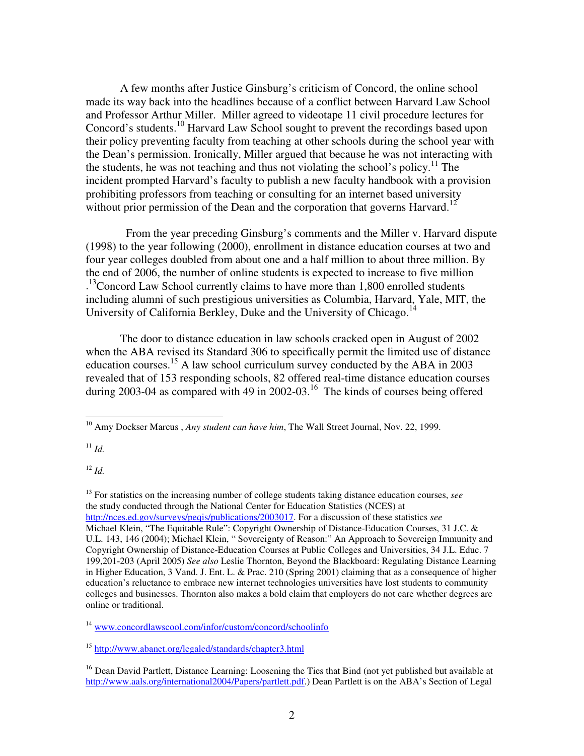A few months after Justice Ginsburg's criticism of Concord, the online school made its way back into the headlines because of a conflict between Harvard Law School and Professor Arthur Miller. Miller agreed to videotape 11 civil procedure lectures for Concord's students.[10] Harvard Law School sought to prevent the recordings based upon their policy preventing faculty from teaching at other schools during the school year with the Dean's permission. Ironically, Miller argued that because he was not interacting with the students, he was not teaching and thus not violating the school's policy.[11] The incident prompted Harvard's faculty to publish a new faculty handbook with a provision prohibiting professors from teaching or consulting for an internet based university without prior permission of the Dean and the corporation that governs Harvard.[12]

From the year preceding Ginsburg's comments and the Miller v. Harvard dispute (1998) to the year following (2000), enrollment in distance education courses at two and four year colleges doubled from about one and a half million to about three million. By the end of 2006, the number of online students is expected to increase to five million .[13]Concord Law School currently claims to have more than 1,800 enrolled students including alumni of such prestigious universities as Columbia, Harvard, Yale, MIT, the University of California Berkley, Duke and the University of Chicago.[14]

The door to distance education in law schools cracked open in August of 2002 when the ABA revised its Standard 306 to specifically permit the limited use of distance education courses.[15] A law school curriculum survey conducted by the ABA in 2003 revealed that of 153 responding schools, 82 offered real-time distance education courses during 2003-04 as compared with 49 in 2002-03.[16] The kinds of courses being offered

---

[10] Amy Dockser Marcus , *Any student can have him*, The Wall Street Journal, Nov. 22, 1999.

[11] *Id.*

[12] *Id.*

[13] For statistics on the increasing number of college students taking distance education courses, *see* the study conducted through the National Center for Education Statistics (NCES) at http://nces.ed.gov/surveys/peqis/publications/2003017. For a discussion of these statistics *see* Michael Klein, "The Equitable Rule": Copyright Ownership of Distance-Education Courses, 31 J.C. & U.L. 143, 146 (2004); Michael Klein, " Sovereignty of Reason:" An Approach to Sovereign Immunity and Copyright Ownership of Distance-Education Courses at Public Colleges and Universities, 34 J.L. Educ. 7 199,201-203 (April 2005) *See also* Leslie Thornton, Beyond the Blackboard: Regulating Distance Learning in Higher Education, 3 Vand. J. Ent. L. & Prac. 210 (Spring 2001) claiming that as a consequence of higher education's reluctance to embrace new internet technologies universities have lost students to community colleges and businesses. Thornton also makes a bold claim that employers do not care whether degrees are online or traditional.

[14] www.concordlawscool.com/infor/custom/concord/schoolinfo

[15] http://www.abanet.org/legaled/standards/chapter3.html

[16] Dean David Partlett, Distance Learning: Loosening the Ties that Bind (not yet published but available at http://www.aals.org/international2004/Papers/partlett.pdf.) Dean Partlett is on the ABA's Section of Legal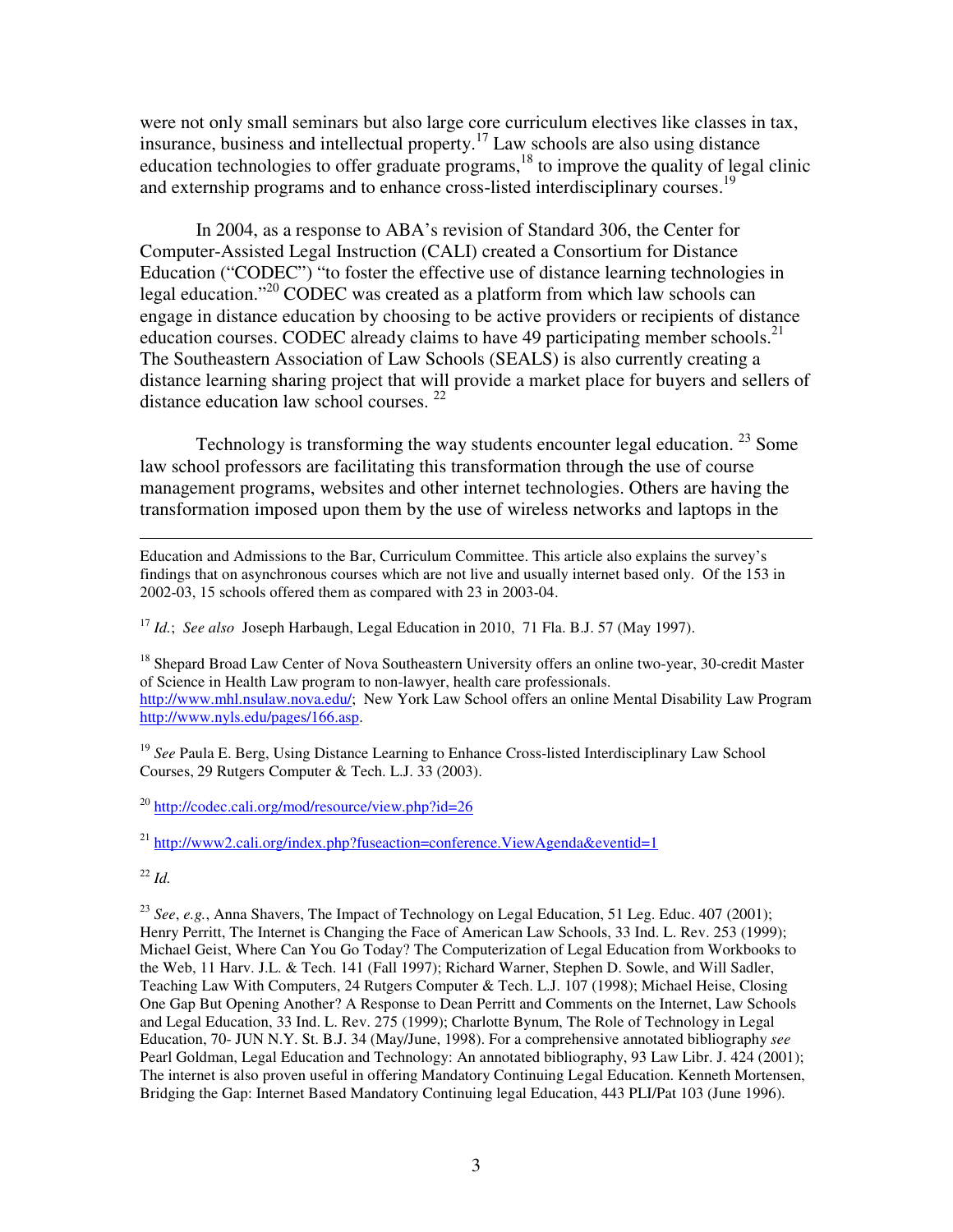were not only small seminars but also large core curriculum electives like classes in tax, insurance, business and intellectual property.[17] Law schools are also using distance education technologies to offer graduate programs,[18] to improve the quality of legal clinic and externship programs and to enhance cross-listed interdisciplinary courses.[19]

In 2004, as a response to ABA's revision of Standard 306, the Center for Computer-Assisted Legal Instruction (CALI) created a Consortium for Distance Education ("CODEC") "to foster the effective use of distance learning technologies in legal education."[20] CODEC was created as a platform from which law schools can engage in distance education by choosing to be active providers or recipients of distance education courses. CODEC already claims to have 49 participating member schools.[21] The Southeastern Association of Law Schools (SEALS) is also currently creating a distance learning sharing project that will provide a market place for buyers and sellers of distance education law school courses. [22]

Technology is transforming the way students encounter legal education. [23] Some law school professors are facilitating this transformation through the use of course management programs, websites and other internet technologies. Others are having the transformation imposed upon them by the use of wireless networks and laptops in the

---

Education and Admissions to the Bar, Curriculum Committee. This article also explains the survey's findings that on asynchronous courses which are not live and usually internet based only. Of the 153 in 2002-03, 15 schools offered them as compared with 23 in 2003-04.

[17] *Id.*; *See also* Joseph Harbaugh, Legal Education in 2010, 71 Fla. B.J. 57 (May 1997).

[18] Shepard Broad Law Center of Nova Southeastern University offers an online two-year, 30-credit Master of Science in Health Law program to non-lawyer, health care professionals. http://www.mhl.nsulaw.nova.edu/; New York Law School offers an online Mental Disability Law Program http://www.nyls.edu/pages/166.asp.

[19] *See* Paula E. Berg, Using Distance Learning to Enhance Cross-listed Interdisciplinary Law School Courses, 29 Rutgers Computer & Tech. L.J. 33 (2003).

[20] http://codec.cali.org/mod/resource/view.php?id=26

[21] http://www2.cali.org/index.php?fuseaction=conference.ViewAgenda&eventid=1

[22] *Id.*

[23] *See*, *e.g.*, Anna Shavers, The Impact of Technology on Legal Education, 51 Leg. Educ. 407 (2001); Henry Perritt, The Internet is Changing the Face of American Law Schools, 33 Ind. L. Rev. 253 (1999); Michael Geist, Where Can You Go Today? The Computerization of Legal Education from Workbooks to the Web, 11 Harv. J.L. & Tech. 141 (Fall 1997); Richard Warner, Stephen D. Sowle, and Will Sadler, Teaching Law With Computers, 24 Rutgers Computer & Tech. L.J. 107 (1998); Michael Heise, Closing One Gap But Opening Another? A Response to Dean Perritt and Comments on the Internet, Law Schools and Legal Education, 33 Ind. L. Rev. 275 (1999); Charlotte Bynum, The Role of Technology in Legal Education, 70- JUN N.Y. St. B.J. 34 (May/June, 1998). For a comprehensive annotated bibliography *see* Pearl Goldman, Legal Education and Technology: An annotated bibliography, 93 Law Libr. J. 424 (2001); The internet is also proven useful in offering Mandatory Continuing Legal Education. Kenneth Mortensen, Bridging the Gap: Internet Based Mandatory Continuing legal Education, 443 PLI/Pat 103 (June 1996).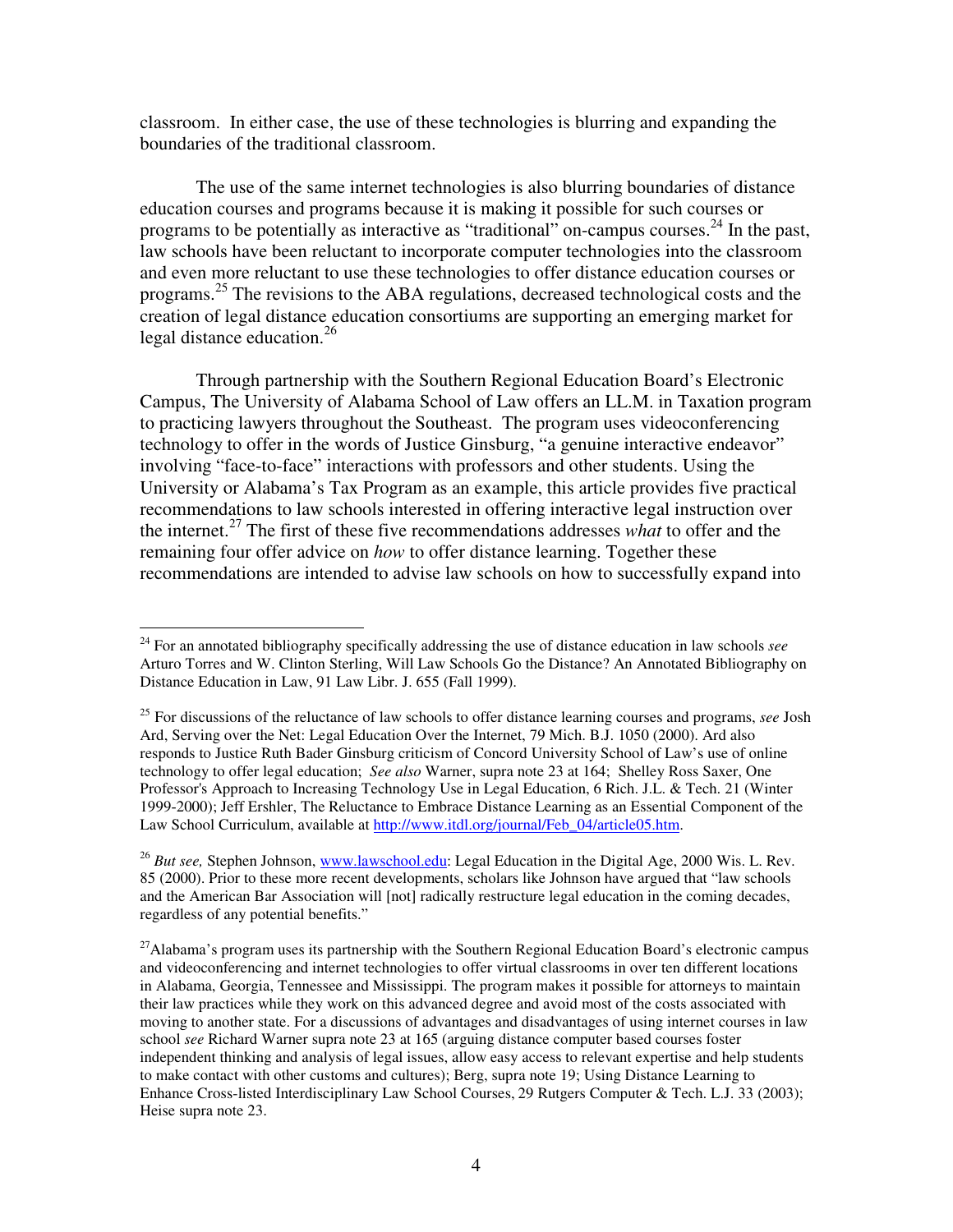classroom. In either case, the use of these technologies is blurring and expanding the boundaries of the traditional classroom.

The use of the same internet technologies is also blurring boundaries of distance education courses and programs because it is making it possible for such courses or programs to be potentially as interactive as "traditional" on-campus courses.[24] In the past, law schools have been reluctant to incorporate computer technologies into the classroom and even more reluctant to use these technologies to offer distance education courses or programs.[25] The revisions to the ABA regulations, decreased technological costs and the creation of legal distance education consortiums are supporting an emerging market for legal distance education.[26]

Through partnership with the Southern Regional Education Board's Electronic Campus, The University of Alabama School of Law offers an LL.M. in Taxation program to practicing lawyers throughout the Southeast. The program uses videoconferencing technology to offer in the words of Justice Ginsburg, "a genuine interactive endeavor" involving "face-to-face" interactions with professors and other students. Using the University or Alabama's Tax Program as an example, this article provides five practical recommendations to law schools interested in offering interactive legal instruction over the internet.[27] The first of these five recommendations addresses *what* to offer and the remaining four offer advice on *how* to offer distance learning. Together these recommendations are intended to advise law schools on how to successfully expand into

---

[24] For an annotated bibliography specifically addressing the use of distance education in law schools *see* Arturo Torres and W. Clinton Sterling, Will Law Schools Go the Distance? An Annotated Bibliography on Distance Education in Law, 91 Law Libr. J. 655 (Fall 1999).

[25] For discussions of the reluctance of law schools to offer distance learning courses and programs, *see* Josh Ard, Serving over the Net: Legal Education Over the Internet, 79 Mich. B.J. 1050 (2000). Ard also responds to Justice Ruth Bader Ginsburg criticism of Concord University School of Law's use of online technology to offer legal education; *See also* Warner, supra note 23 at 164; Shelley Ross Saxer, One Professor's Approach to Increasing Technology Use in Legal Education, 6 Rich. J.L. & Tech. 21 (Winter 1999-2000); Jeff Ershler, The Reluctance to Embrace Distance Learning as an Essential Component of the Law School Curriculum, available at http://www.itdl.org/journal/Feb_04/article05.htm.

[26] *But see,* Stephen Johnson, www.lawschool.edu: Legal Education in the Digital Age, 2000 Wis. L. Rev. 85 (2000). Prior to these more recent developments, scholars like Johnson have argued that "law schools and the American Bar Association will [not] radically restructure legal education in the coming decades, regardless of any potential benefits."

[27] Alabama's program uses its partnership with the Southern Regional Education Board's electronic campus and videoconferencing and internet technologies to offer virtual classrooms in over ten different locations in Alabama, Georgia, Tennessee and Mississippi. The program makes it possible for attorneys to maintain their law practices while they work on this advanced degree and avoid most of the costs associated with moving to another state. For a discussions of advantages and disadvantages of using internet courses in law school *see* Richard Warner supra note 23 at 165 (arguing distance computer based courses foster independent thinking and analysis of legal issues, allow easy access to relevant expertise and help students to make contact with other customs and cultures); Berg, supra note 19; Using Distance Learning to Enhance Cross-listed Interdisciplinary Law School Courses, 29 Rutgers Computer & Tech. L.J. 33 (2003); Heise supra note 23.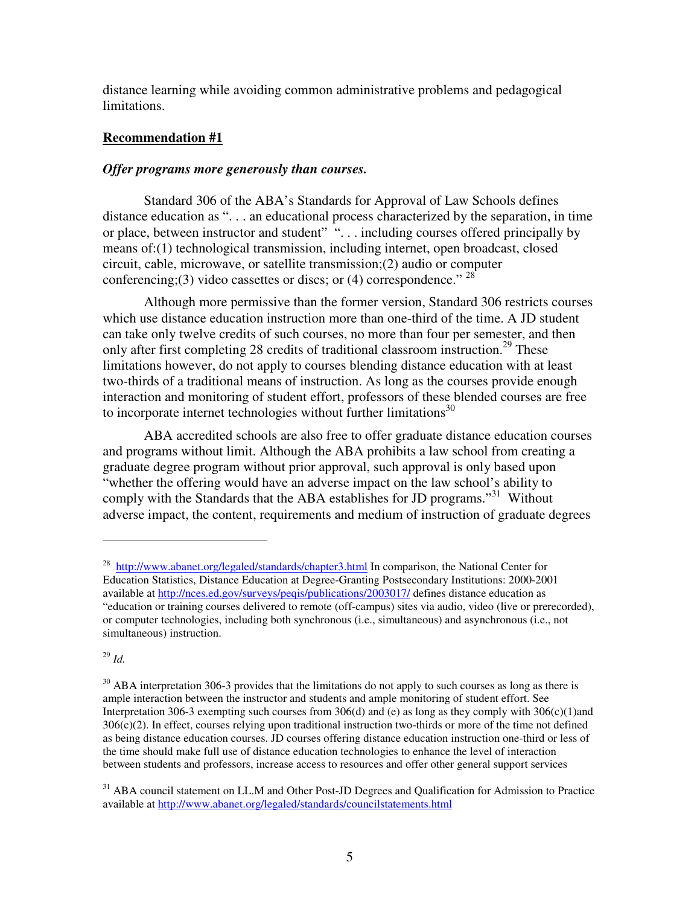distance learning while avoiding common administrative problems and pedagogical limitations.

**Recommendation #1**

***Offer programs more generously than courses.***

Standard 306 of the ABA's Standards for Approval of Law Schools defines distance education as ". . . an educational process characterized by the separation, in time or place, between instructor and student" ". . . including courses offered principally by means of:(1) technological transmission, including internet, open broadcast, closed circuit, cable, microwave, or satellite transmission;(2) audio or computer conferencing;(3) video cassettes or discs; or (4) correspondence." [28]

Although more permissive than the former version, Standard 306 restricts courses which use distance education instruction more than one-third of the time. A JD student can take only twelve credits of such courses, no more than four per semester, and then only after first completing 28 credits of traditional classroom instruction.[29] These limitations however, do not apply to courses blending distance education with at least two-thirds of a traditional means of instruction. As long as the courses provide enough interaction and monitoring of student effort, professors of these blended courses are free to incorporate internet technologies without further limitations[30]

ABA accredited schools are also free to offer graduate distance education courses and programs without limit. Although the ABA prohibits a law school from creating a graduate degree program without prior approval, such approval is only based upon "whether the offering would have an adverse impact on the law school's ability to comply with the Standards that the ABA establishes for JD programs."[31] Without adverse impact, the content, requirements and medium of instruction of graduate degrees

---

[28] http://www.abanet.org/legaled/standards/chapter3.html In comparison, the National Center for Education Statistics, Distance Education at Degree-Granting Postsecondary Institutions: 2000-2001 available at http://nces.ed.gov/surveys/peqis/publications/2003017/ defines distance education as "education or training courses delivered to remote (off-campus) sites via audio, video (live or prerecorded), or computer technologies, including both synchronous (i.e., simultaneous) and asynchronous (i.e., not simultaneous) instruction.

[29] *Id.*

[30] ABA interpretation 306-3 provides that the limitations do not apply to such courses as long as there is ample interaction between the instructor and students and ample monitoring of student effort. See Interpretation 306-3 exempting such courses from 306(d) and (e) as long as they comply with 306(c)(1)and 306(c)(2). In effect, courses relying upon traditional instruction two-thirds or more of the time not defined as being distance education courses. JD courses offering distance education instruction one-third or less of the time should make full use of distance education technologies to enhance the level of interaction between students and professors, increase access to resources and offer other general support services

[31] ABA council statement on LL.M and Other Post-JD Degrees and Qualification for Admission to Practice available at http://www.abanet.org/legaled/standards/councilstatements.html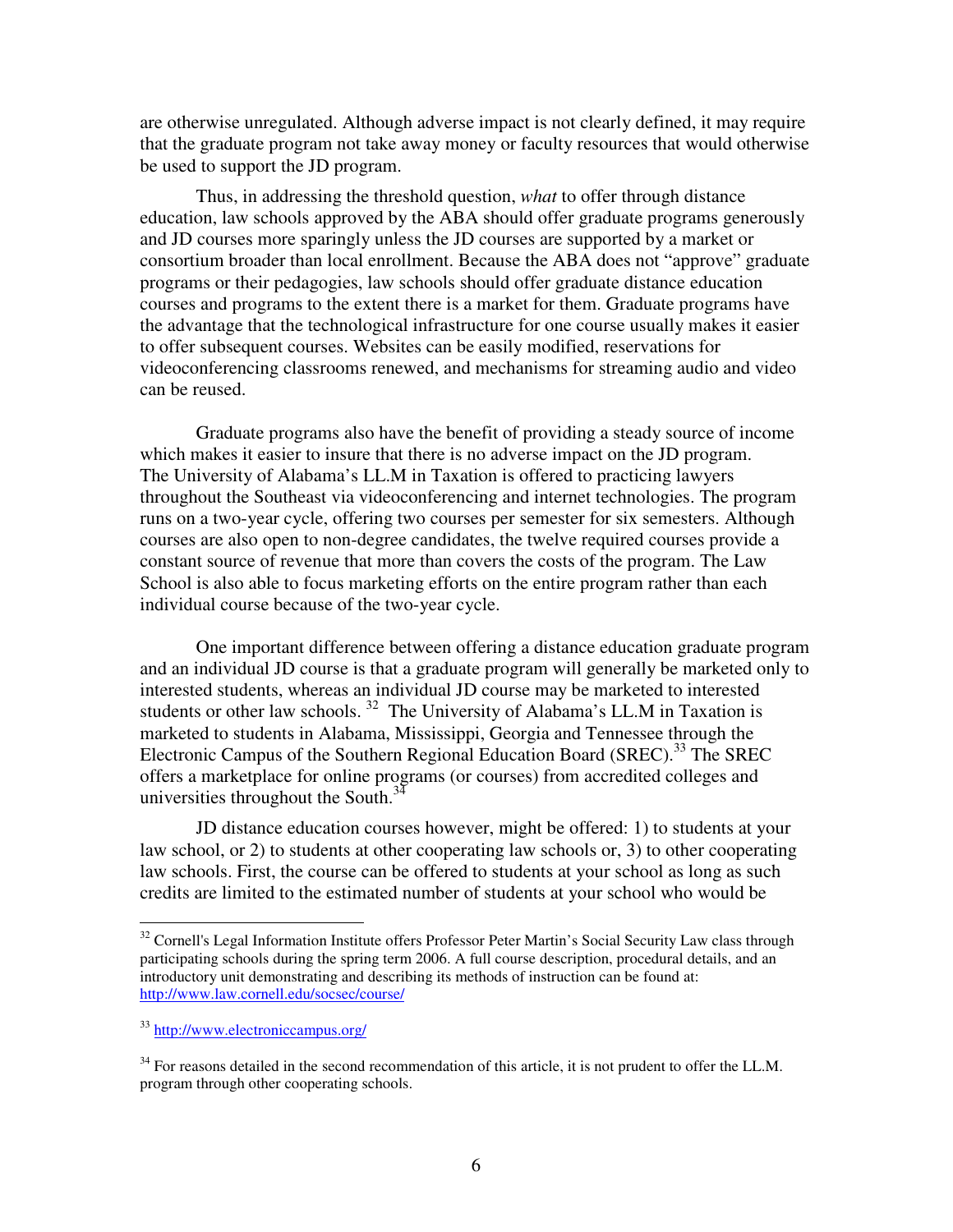are otherwise unregulated. Although adverse impact is not clearly defined, it may require that the graduate program not take away money or faculty resources that would otherwise be used to support the JD program.

Thus, in addressing the threshold question, *what* to offer through distance education, law schools approved by the ABA should offer graduate programs generously and JD courses more sparingly unless the JD courses are supported by a market or consortium broader than local enrollment. Because the ABA does not "approve" graduate programs or their pedagogies, law schools should offer graduate distance education courses and programs to the extent there is a market for them. Graduate programs have the advantage that the technological infrastructure for one course usually makes it easier to offer subsequent courses. Websites can be easily modified, reservations for videoconferencing classrooms renewed, and mechanisms for streaming audio and video can be reused.

Graduate programs also have the benefit of providing a steady source of income which makes it easier to insure that there is no adverse impact on the JD program. The University of Alabama's LL.M in Taxation is offered to practicing lawyers throughout the Southeast via videoconferencing and internet technologies. The program runs on a two-year cycle, offering two courses per semester for six semesters. Although courses are also open to non-degree candidates, the twelve required courses provide a constant source of revenue that more than covers the costs of the program. The Law School is also able to focus marketing efforts on the entire program rather than each individual course because of the two-year cycle.

One important difference between offering a distance education graduate program and an individual JD course is that a graduate program will generally be marketed only to interested students, whereas an individual JD course may be marketed to interested students or other law schools. [32] The University of Alabama's LL.M in Taxation is marketed to students in Alabama, Mississippi, Georgia and Tennessee through the Electronic Campus of the Southern Regional Education Board (SREC).[33] The SREC offers a marketplace for online programs (or courses) from accredited colleges and universities throughout the South.[34]

JD distance education courses however, might be offered: 1) to students at your law school, or 2) to students at other cooperating law schools or, 3) to other cooperating law schools. First, the course can be offered to students at your school as long as such credits are limited to the estimated number of students at your school who would be

---

[32] Cornell's Legal Information Institute offers Professor Peter Martin's Social Security Law class through participating schools during the spring term 2006. A full course description, procedural details, and an introductory unit demonstrating and describing its methods of instruction can be found at: http://www.law.cornell.edu/socsec/course/

[33] http://www.electroniccampus.org/

[34] For reasons detailed in the second recommendation of this article, it is not prudent to offer the LL.M. program through other cooperating schools.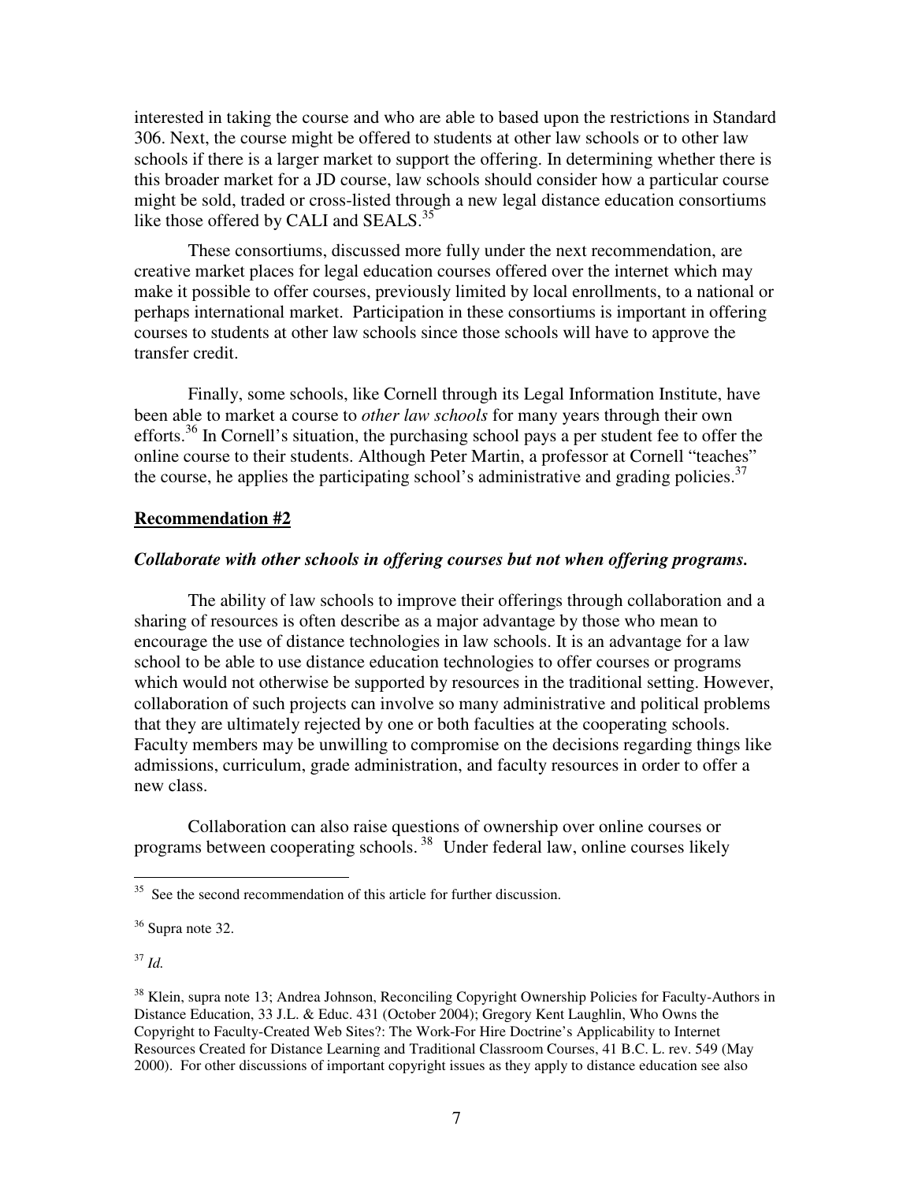interested in taking the course and who are able to based upon the restrictions in Standard 306. Next, the course might be offered to students at other law schools or to other law schools if there is a larger market to support the offering. In determining whether there is this broader market for a JD course, law schools should consider how a particular course might be sold, traded or cross-listed through a new legal distance education consortiums like those offered by CALI and SEALS.[35]

These consortiums, discussed more fully under the next recommendation, are creative market places for legal education courses offered over the internet which may make it possible to offer courses, previously limited by local enrollments, to a national or perhaps international market. Participation in these consortiums is important in offering courses to students at other law schools since those schools will have to approve the transfer credit.

Finally, some schools, like Cornell through its Legal Information Institute, have been able to market a course to *other law schools* for many years through their own efforts.[36] In Cornell's situation, the purchasing school pays a per student fee to offer the online course to their students. Although Peter Martin, a professor at Cornell "teaches" the course, he applies the participating school's administrative and grading policies.[37]

**Recommendation #2**

***Collaborate with other schools in offering courses but not when offering programs.***

The ability of law schools to improve their offerings through collaboration and a sharing of resources is often describe as a major advantage by those who mean to encourage the use of distance technologies in law schools. It is an advantage for a law school to be able to use distance education technologies to offer courses or programs which would not otherwise be supported by resources in the traditional setting. However, collaboration of such projects can involve so many administrative and political problems that they are ultimately rejected by one or both faculties at the cooperating schools. Faculty members may be unwilling to compromise on the decisions regarding things like admissions, curriculum, grade administration, and faculty resources in order to offer a new class.

Collaboration can also raise questions of ownership over online courses or programs between cooperating schools.[38] Under federal law, online courses likely

---

[35] See the second recommendation of this article for further discussion.

[36] Supra note 32.

[37] *Id.*

[38] Klein, supra note 13; Andrea Johnson, Reconciling Copyright Ownership Policies for Faculty-Authors in Distance Education, 33 J.L. & Educ. 431 (October 2004); Gregory Kent Laughlin, Who Owns the Copyright to Faculty-Created Web Sites?: The Work-For Hire Doctrine's Applicability to Internet Resources Created for Distance Learning and Traditional Classroom Courses, 41 B.C. L. rev. 549 (May 2000). For other discussions of important copyright issues as they apply to distance education see also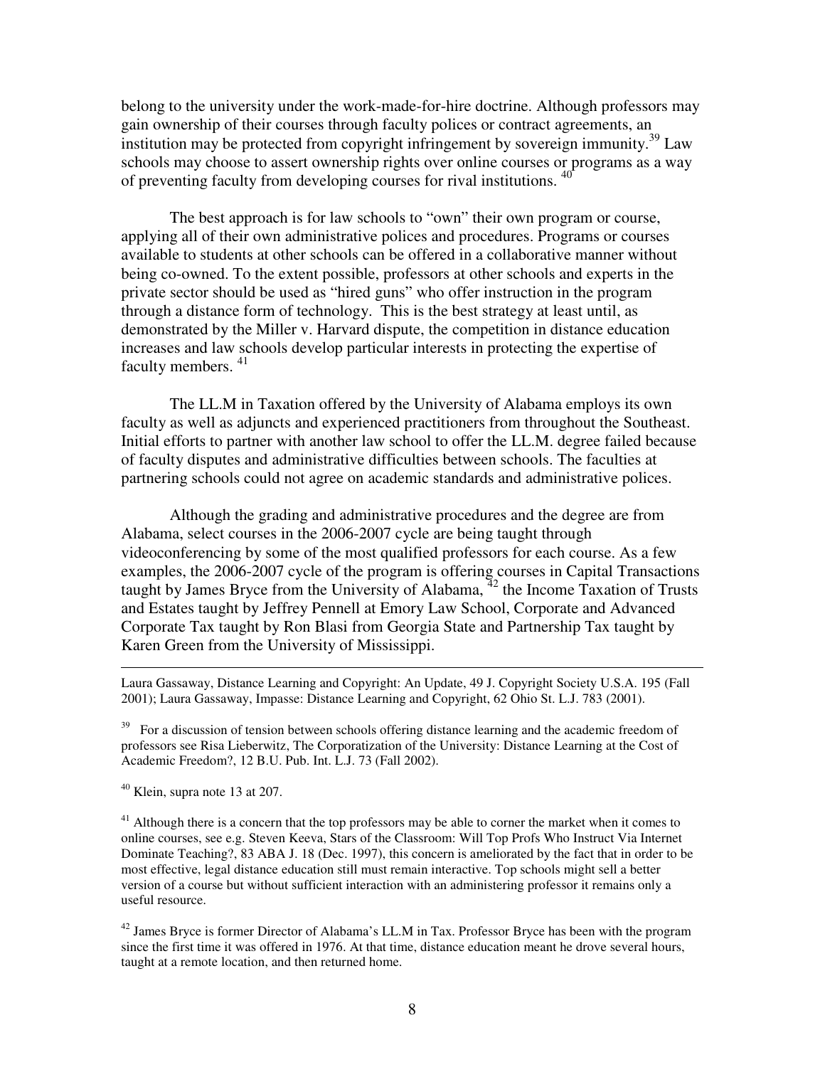belong to the university under the work-made-for-hire doctrine. Although professors may gain ownership of their courses through faculty polices or contract agreements, an institution may be protected from copyright infringement by sovereign immunity.[39] Law schools may choose to assert ownership rights over online courses or programs as a way of preventing faculty from developing courses for rival institutions. [40]

The best approach is for law schools to "own" their own program or course, applying all of their own administrative polices and procedures. Programs or courses available to students at other schools can be offered in a collaborative manner without being co-owned. To the extent possible, professors at other schools and experts in the private sector should be used as "hired guns" who offer instruction in the program through a distance form of technology. This is the best strategy at least until, as demonstrated by the Miller v. Harvard dispute, the competition in distance education increases and law schools develop particular interests in protecting the expertise of faculty members. [41]

The LL.M in Taxation offered by the University of Alabama employs its own faculty as well as adjuncts and experienced practitioners from throughout the Southeast. Initial efforts to partner with another law school to offer the LL.M. degree failed because of faculty disputes and administrative difficulties between schools. The faculties at partnering schools could not agree on academic standards and administrative polices.

Although the grading and administrative procedures and the degree are from Alabama, select courses in the 2006-2007 cycle are being taught through videoconferencing by some of the most qualified professors for each course. As a few examples, the 2006-2007 cycle of the program is offering courses in Capital Transactions taught by James Bryce from the University of Alabama, [42] the Income Taxation of Trusts and Estates taught by Jeffrey Pennell at Emory Law School, Corporate and Advanced Corporate Tax taught by Ron Blasi from Georgia State and Partnership Tax taught by Karen Green from the University of Mississippi.

---

Laura Gassaway, Distance Learning and Copyright: An Update, 49 J. Copyright Society U.S.A. 195 (Fall 2001); Laura Gassaway, Impasse: Distance Learning and Copyright, 62 Ohio St. L.J. 783 (2001).

[39] For a discussion of tension between schools offering distance learning and the academic freedom of professors see Risa Lieberwitz, The Corporatization of the University: Distance Learning at the Cost of Academic Freedom?, 12 B.U. Pub. Int. L.J. 73 (Fall 2002).

[40] Klein, supra note 13 at 207.

[41] Although there is a concern that the top professors may be able to corner the market when it comes to online courses, see e.g. Steven Keeva, Stars of the Classroom: Will Top Profs Who Instruct Via Internet Dominate Teaching?, 83 ABA J. 18 (Dec. 1997), this concern is ameliorated by the fact that in order to be most effective, legal distance education still must remain interactive. Top schools might sell a better version of a course but without sufficient interaction with an administering professor it remains only a useful resource.

[42] James Bryce is former Director of Alabama's LL.M in Tax. Professor Bryce has been with the program since the first time it was offered in 1976. At that time, distance education meant he drove several hours, taught at a remote location, and then returned home.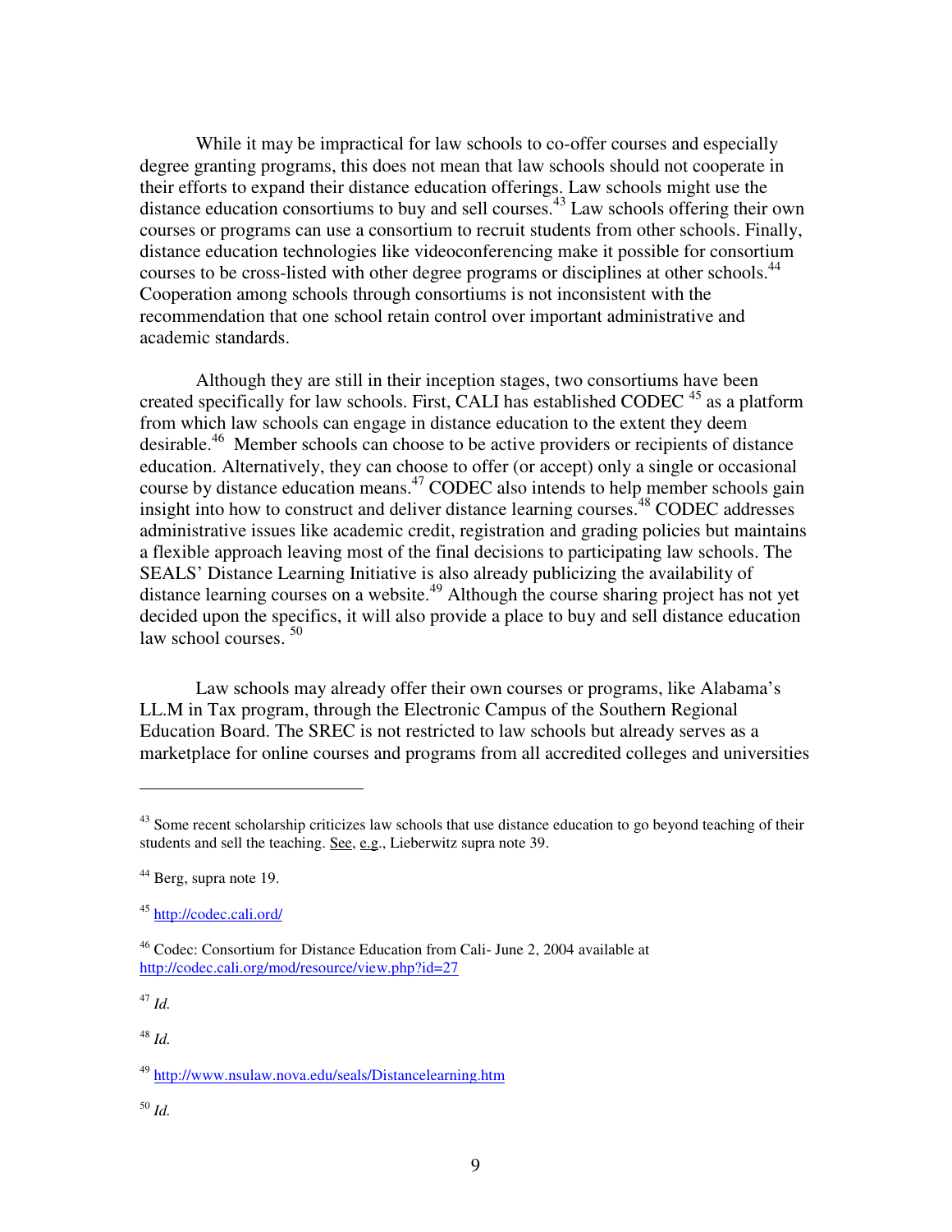While it may be impractical for law schools to co-offer courses and especially degree granting programs, this does not mean that law schools should not cooperate in their efforts to expand their distance education offerings. Law schools might use the distance education consortiums to buy and sell courses.[43] Law schools offering their own courses or programs can use a consortium to recruit students from other schools. Finally, distance education technologies like videoconferencing make it possible for consortium courses to be cross-listed with other degree programs or disciplines at other schools.[44] Cooperation among schools through consortiums is not inconsistent with the recommendation that one school retain control over important administrative and academic standards.

Although they are still in their inception stages, two consortiums have been created specifically for law schools. First, CALI has established CODEC [45] as a platform from which law schools can engage in distance education to the extent they deem desirable.[46] Member schools can choose to be active providers or recipients of distance education. Alternatively, they can choose to offer (or accept) only a single or occasional course by distance education means.[47] CODEC also intends to help member schools gain insight into how to construct and deliver distance learning courses.[48] CODEC addresses administrative issues like academic credit, registration and grading policies but maintains a flexible approach leaving most of the final decisions to participating law schools. The SEALS' Distance Learning Initiative is also already publicizing the availability of distance learning courses on a website.[49] Although the course sharing project has not yet decided upon the specifics, it will also provide a place to buy and sell distance education law school courses. [50]

Law schools may already offer their own courses or programs, like Alabama's LL.M in Tax program, through the Electronic Campus of the Southern Regional Education Board. The SREC is not restricted to law schools but already serves as a marketplace for online courses and programs from all accredited colleges and universities

---

[43] Some recent scholarship criticizes law schools that use distance education to go beyond teaching of their students and sell the teaching. See, e.g., Lieberwitz supra note 39.

[44] Berg, supra note 19.

[45] http://codec.cali.ord/

[46] Codec: Consortium for Distance Education from Cali- June 2, 2004 available at http://codec.cali.org/mod/resource/view.php?id=27

[47] *Id.*

[48] *Id.*

[49] http://www.nsulaw.nova.edu/seals/Distancelearning.htm

[50] *Id.*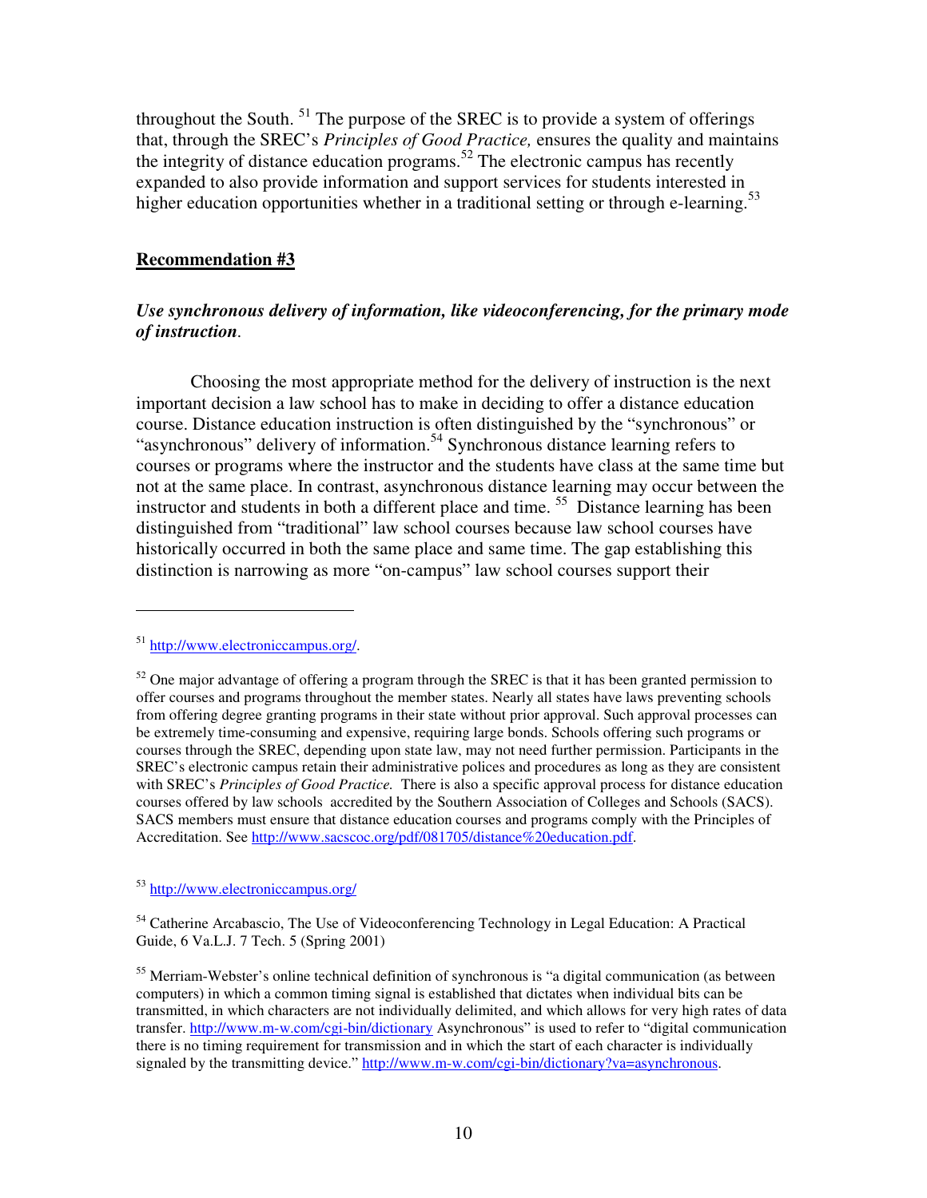throughout the South.[51] The purpose of the SREC is to provide a system of offerings that, through the SREC's *Principles of Good Practice,* ensures the quality and maintains the integrity of distance education programs.[52] The electronic campus has recently expanded to also provide information and support services for students interested in higher education opportunities whether in a traditional setting or through e-learning.[53]

**Recommendation #3**

***Use synchronous delivery of information, like videoconferencing, for the primary mode of instruction.***

Choosing the most appropriate method for the delivery of instruction is the next important decision a law school has to make in deciding to offer a distance education course. Distance education instruction is often distinguished by the "synchronous" or "asynchronous" delivery of information.[54] Synchronous distance learning refers to courses or programs where the instructor and the students have class at the same time but not at the same place. In contrast, asynchronous distance learning may occur between the instructor and students in both a different place and time.[55] Distance learning has been distinguished from "traditional" law school courses because law school courses have historically occurred in both the same place and same time. The gap establishing this distinction is narrowing as more "on-campus" law school courses support their

---

[51] http://www.electroniccampus.org/.

[52] One major advantage of offering a program through the SREC is that it has been granted permission to offer courses and programs throughout the member states. Nearly all states have laws preventing schools from offering degree granting programs in their state without prior approval. Such approval processes can be extremely time-consuming and expensive, requiring large bonds. Schools offering such programs or courses through the SREC, depending upon state law, may not need further permission. Participants in the SREC's electronic campus retain their administrative polices and procedures as long as they are consistent with SREC's *Principles of Good Practice.* There is also a specific approval process for distance education courses offered by law schools accredited by the Southern Association of Colleges and Schools (SACS). SACS members must ensure that distance education courses and programs comply with the Principles of Accreditation. See http://www.sacscoc.org/pdf/081705/distance%20education.pdf.

[53] http://www.electroniccampus.org/

[54] Catherine Arcabascio, The Use of Videoconferencing Technology in Legal Education: A Practical Guide, 6 Va.L.J. 7 Tech. 5 (Spring 2001)

[55] Merriam-Webster's online technical definition of synchronous is "a digital communication (as between computers) in which a common timing signal is established that dictates when individual bits can be transmitted, in which characters are not individually delimited, and which allows for very high rates of data transfer. http://www.m-w.com/cgi-bin/dictionary Asynchronous" is used to refer to "digital communication there is no timing requirement for transmission and in which the start of each character is individually signaled by the transmitting device." http://www.m-w.com/cgi-bin/dictionary?va=asynchronous.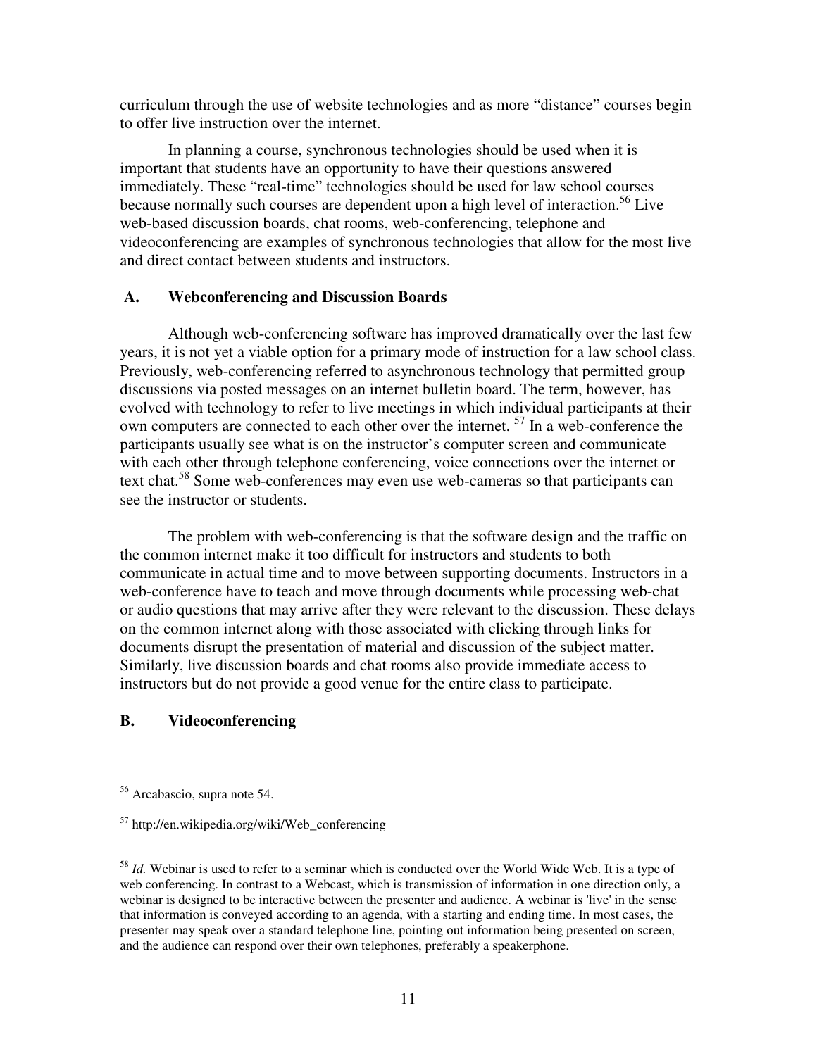curriculum through the use of website technologies and as more "distance" courses begin to offer live instruction over the internet.

In planning a course, synchronous technologies should be used when it is important that students have an opportunity to have their questions answered immediately. These "real-time" technologies should be used for law school courses because normally such courses are dependent upon a high level of interaction.[56] Live web-based discussion boards, chat rooms, web-conferencing, telephone and videoconferencing are examples of synchronous technologies that allow for the most live and direct contact between students and instructors.

### A. Webconferencing and Discussion Boards

Although web-conferencing software has improved dramatically over the last few years, it is not yet a viable option for a primary mode of instruction for a law school class. Previously, web-conferencing referred to asynchronous technology that permitted group discussions via posted messages on an internet bulletin board. The term, however, has evolved with technology to refer to live meetings in which individual participants at their own computers are connected to each other over the internet. [57] In a web-conference the participants usually see what is on the instructor's computer screen and communicate with each other through telephone conferencing, voice connections over the internet or text chat.[58] Some web-conferences may even use web-cameras so that participants can see the instructor or students.

The problem with web-conferencing is that the software design and the traffic on the common internet make it too difficult for instructors and students to both communicate in actual time and to move between supporting documents. Instructors in a web-conference have to teach and move through documents while processing web-chat or audio questions that may arrive after they were relevant to the discussion. These delays on the common internet along with those associated with clicking through links for documents disrupt the presentation of material and discussion of the subject matter. Similarly, live discussion boards and chat rooms also provide immediate access to instructors but do not provide a good venue for the entire class to participate.

### B. Videoconferencing

---

[56] Arcabascio, supra note 54.

[57] http://en.wikipedia.org/wiki/Web_conferencing

[58] *Id.* Webinar is used to refer to a seminar which is conducted over the World Wide Web. It is a type of web conferencing. In contrast to a Webcast, which is transmission of information in one direction only, a webinar is designed to be interactive between the presenter and audience. A webinar is 'live' in the sense that information is conveyed according to an agenda, with a starting and ending time. In most cases, the presenter may speak over a standard telephone line, pointing out information being presented on screen, and the audience can respond over their own telephones, preferably a speakerphone.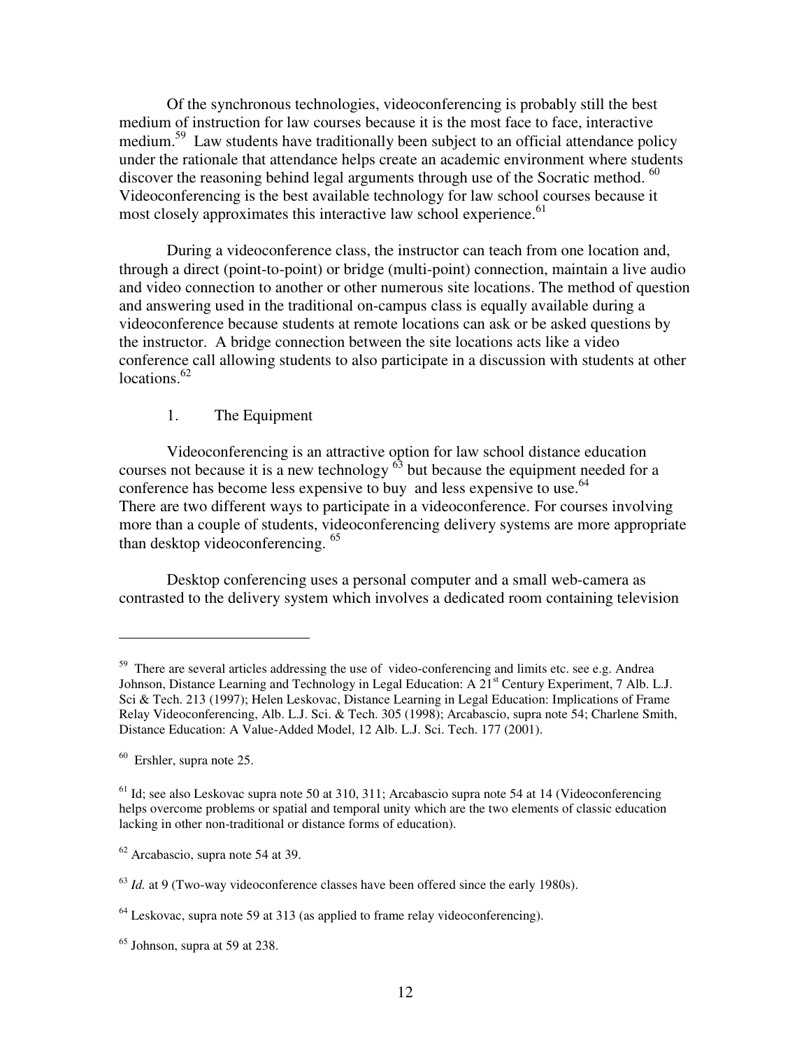Of the synchronous technologies, videoconferencing is probably still the best medium of instruction for law courses because it is the most face to face, interactive medium.[59] Law students have traditionally been subject to an official attendance policy under the rationale that attendance helps create an academic environment where students discover the reasoning behind legal arguments through use of the Socratic method.[60] Videoconferencing is the best available technology for law school courses because it most closely approximates this interactive law school experience.[61]

During a videoconference class, the instructor can teach from one location and, through a direct (point-to-point) or bridge (multi-point) connection, maintain a live audio and video connection to another or other numerous site locations. The method of question and answering used in the traditional on-campus class is equally available during a videoconference because students at remote locations can ask or be asked questions by the instructor. A bridge connection between the site locations acts like a video conference call allowing students to also participate in a discussion with students at other locations.[62]

1. The Equipment

Videoconferencing is an attractive option for law school distance education courses not because it is a new technology[63] but because the equipment needed for a conference has become less expensive to buy and less expensive to use.[64] There are two different ways to participate in a videoconference. For courses involving more than a couple of students, videoconferencing delivery systems are more appropriate than desktop videoconferencing.[65]

Desktop conferencing uses a personal computer and a small web-camera as contrasted to the delivery system which involves a dedicated room containing television

---

[59] There are several articles addressing the use of video-conferencing and limits etc. see e.g. Andrea Johnson, Distance Learning and Technology in Legal Education: A 21st Century Experiment, 7 Alb. L.J. Sci & Tech. 213 (1997); Helen Leskovac, Distance Learning in Legal Education: Implications of Frame Relay Videoconferencing, Alb. L.J. Sci. & Tech. 305 (1998); Arcabascio, supra note 54; Charlene Smith, Distance Education: A Value-Added Model, 12 Alb. L.J. Sci. Tech. 177 (2001).

[60] Ershler, supra note 25.

[61] Id; see also Leskovac supra note 50 at 310, 311; Arcabascio supra note 54 at 14 (Videoconferencing helps overcome problems or spatial and temporal unity which are the two elements of classic education lacking in other non-traditional or distance forms of education).

[62] Arcabascio, supra note 54 at 39.

[63] *Id.* at 9 (Two-way videoconference classes have been offered since the early 1980s).

[64] Leskovac, supra note 59 at 313 (as applied to frame relay videoconferencing).

[65] Johnson, supra at 59 at 238.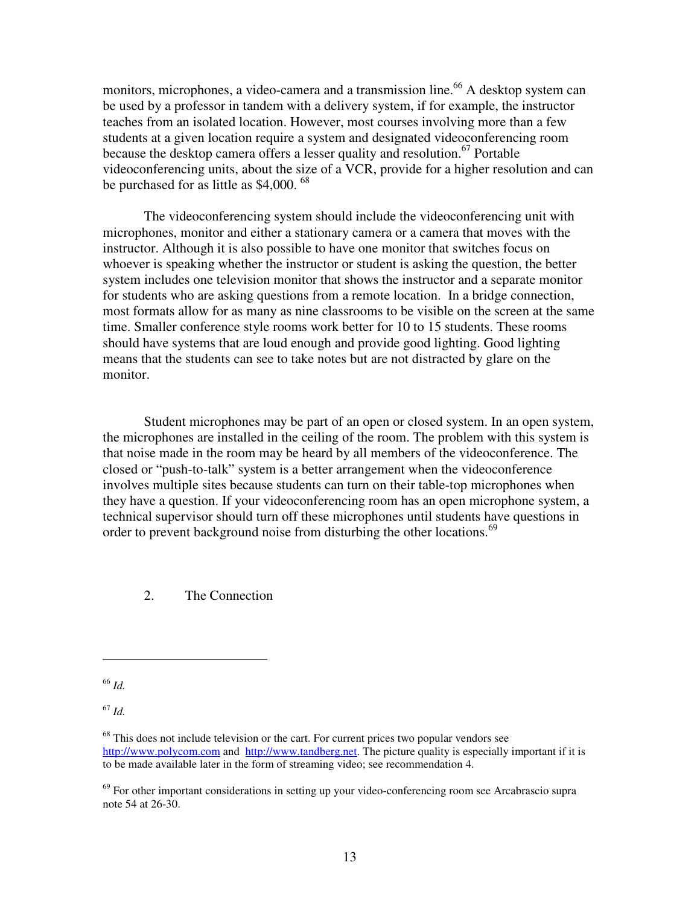monitors, microphones, a video-camera and a transmission line.[66] A desktop system can be used by a professor in tandem with a delivery system, if for example, the instructor teaches from an isolated location. However, most courses involving more than a few students at a given location require a system and designated videoconferencing room because the desktop camera offers a lesser quality and resolution.[67] Portable videoconferencing units, about the size of a VCR, provide for a higher resolution and can be purchased for as little as $4,000. [68]

The videoconferencing system should include the videoconferencing unit with microphones, monitor and either a stationary camera or a camera that moves with the instructor. Although it is also possible to have one monitor that switches focus on whoever is speaking whether the instructor or student is asking the question, the better system includes one television monitor that shows the instructor and a separate monitor for students who are asking questions from a remote location. In a bridge connection, most formats allow for as many as nine classrooms to be visible on the screen at the same time. Smaller conference style rooms work better for 10 to 15 students. These rooms should have systems that are loud enough and provide good lighting. Good lighting means that the students can see to take notes but are not distracted by glare on the monitor.

Student microphones may be part of an open or closed system. In an open system, the microphones are installed in the ceiling of the room. The problem with this system is that noise made in the room may be heard by all members of the videoconference. The closed or "push-to-talk" system is a better arrangement when the videoconference involves multiple sites because students can turn on their table-top microphones when they have a question. If your videoconferencing room has an open microphone system, a technical supervisor should turn off these microphones until students have questions in order to prevent background noise from disturbing the other locations.[69]

2. The Connection

---

[66] *Id.*

[67] *Id.*

[68] This does not include television or the cart. For current prices two popular vendors see http://www.polycom.com and http://www.tandberg.net. The picture quality is especially important if it is to be made available later in the form of streaming video; see recommendation 4.

[69] For other important considerations in setting up your video-conferencing room see Arcabrascio supra note 54 at 26-30.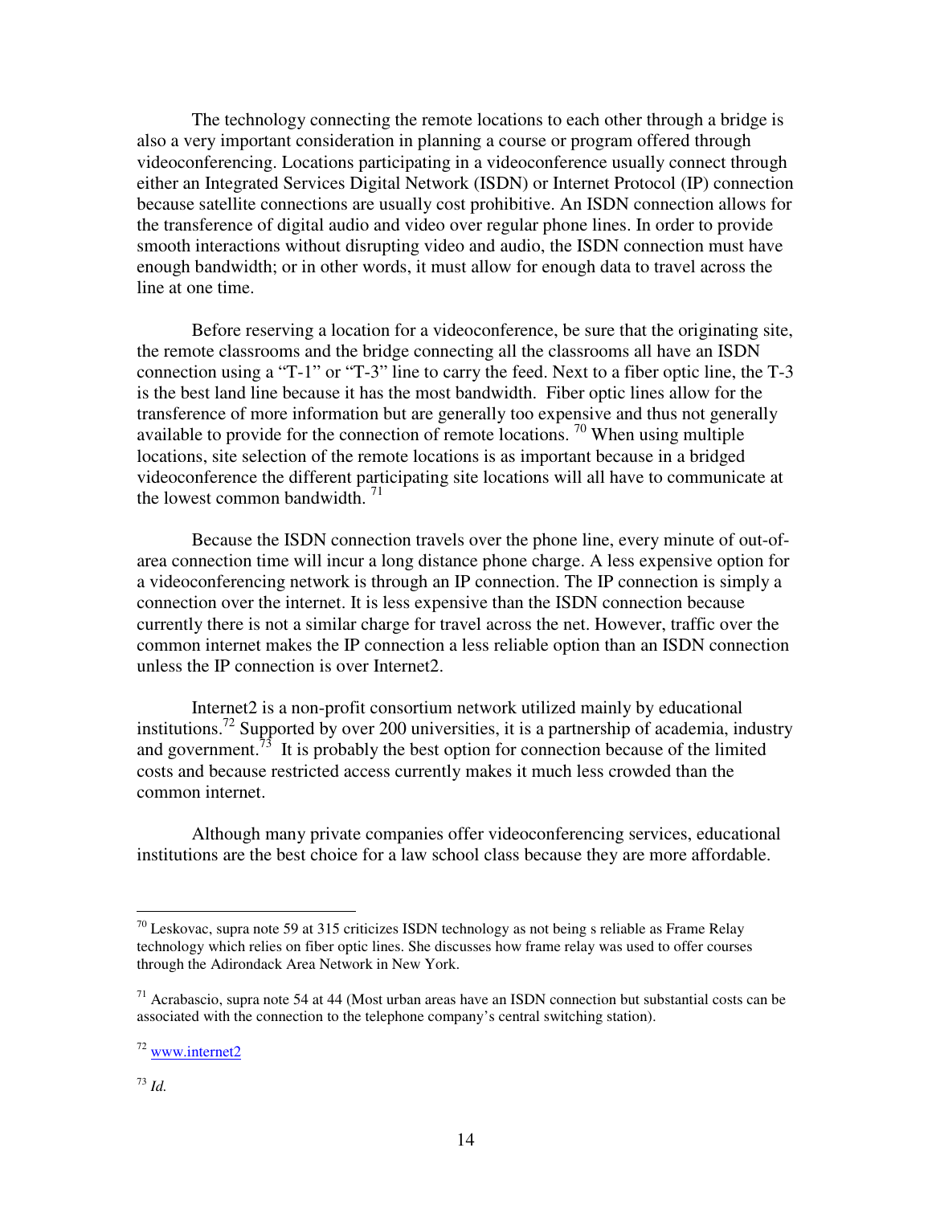The technology connecting the remote locations to each other through a bridge is also a very important consideration in planning a course or program offered through videoconferencing. Locations participating in a videoconference usually connect through either an Integrated Services Digital Network (ISDN) or Internet Protocol (IP) connection because satellite connections are usually cost prohibitive. An ISDN connection allows for the transference of digital audio and video over regular phone lines. In order to provide smooth interactions without disrupting video and audio, the ISDN connection must have enough bandwidth; or in other words, it must allow for enough data to travel across the line at one time.

Before reserving a location for a videoconference, be sure that the originating site, the remote classrooms and the bridge connecting all the classrooms all have an ISDN connection using a "T-1" or "T-3" line to carry the feed. Next to a fiber optic line, the T-3 is the best land line because it has the most bandwidth. Fiber optic lines allow for the transference of more information but are generally too expensive and thus not generally available to provide for the connection of remote locations. [70] When using multiple locations, site selection of the remote locations is as important because in a bridged videoconference the different participating site locations will all have to communicate at the lowest common bandwidth. [71]

Because the ISDN connection travels over the phone line, every minute of out-of-area connection time will incur a long distance phone charge. A less expensive option for a videoconferencing network is through an IP connection. The IP connection is simply a connection over the internet. It is less expensive than the ISDN connection because currently there is not a similar charge for travel across the net. However, traffic over the common internet makes the IP connection a less reliable option than an ISDN connection unless the IP connection is over Internet2.

Internet2 is a non-profit consortium network utilized mainly by educational institutions.[72] Supported by over 200 universities, it is a partnership of academia, industry and government.[73] It is probably the best option for connection because of the limited costs and because restricted access currently makes it much less crowded than the common internet.

Although many private companies offer videoconferencing services, educational institutions are the best choice for a law school class because they are more affordable.

---

[70] Leskovac, supra note 59 at 315 criticizes ISDN technology as not being s reliable as Frame Relay technology which relies on fiber optic lines. She discusses how frame relay was used to offer courses through the Adirondack Area Network in New York.

[71] Acrabascio, supra note 54 at 44 (Most urban areas have an ISDN connection but substantial costs can be associated with the connection to the telephone company's central switching station).

[72] www.internet2

[73] *Id.*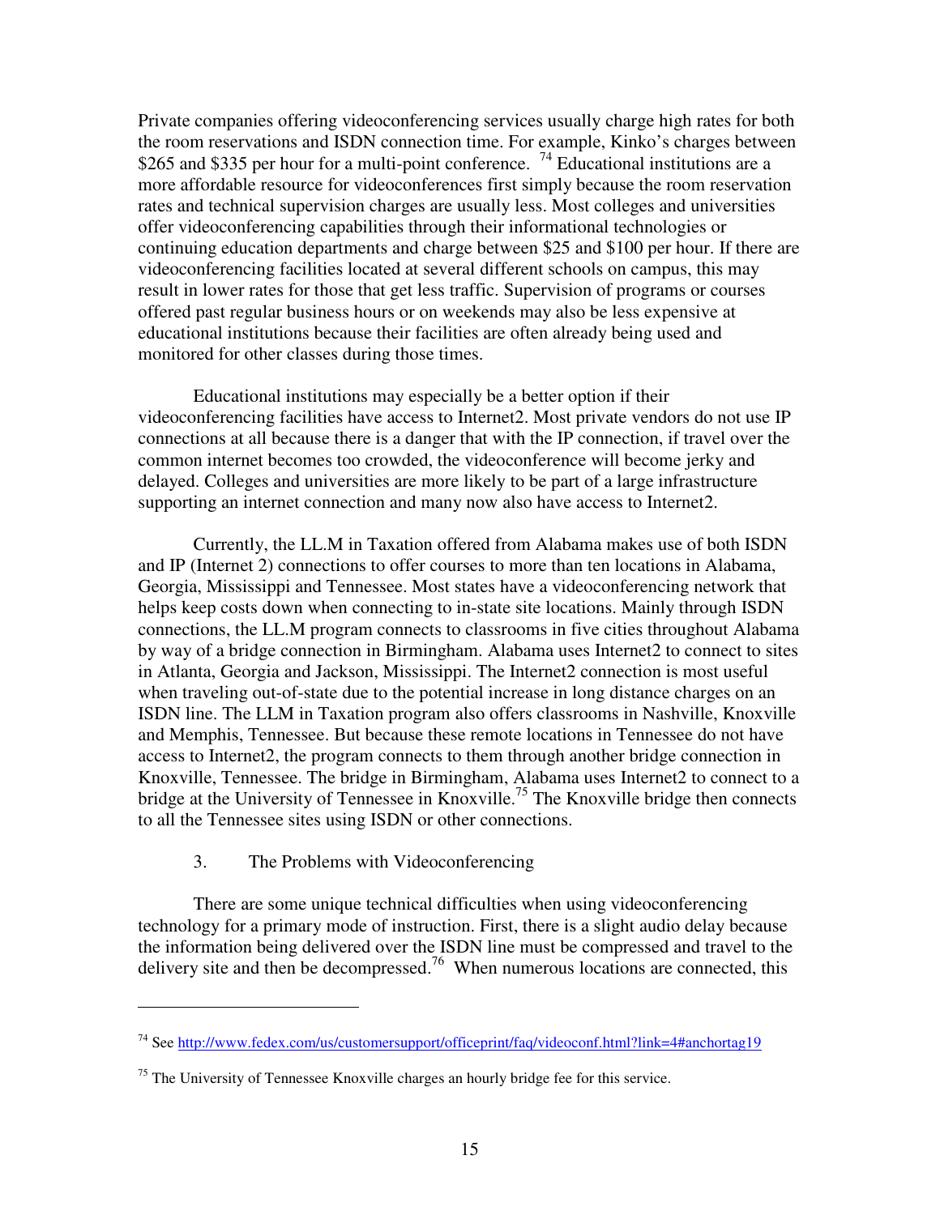Private companies offering videoconferencing services usually charge high rates for both the room reservations and ISDN connection time. For example, Kinko's charges between $265 and $335 per hour for a multi-point conference. [74] Educational institutions are a more affordable resource for videoconferences first simply because the room reservation rates and technical supervision charges are usually less. Most colleges and universities offer videoconferencing capabilities through their informational technologies or continuing education departments and charge between $25 and $100 per hour. If there are videoconferencing facilities located at several different schools on campus, this may result in lower rates for those that get less traffic. Supervision of programs or courses offered past regular business hours or on weekends may also be less expensive at educational institutions because their facilities are often already being used and monitored for other classes during those times.

Educational institutions may especially be a better option if their videoconferencing facilities have access to Internet2. Most private vendors do not use IP connections at all because there is a danger that with the IP connection, if travel over the common internet becomes too crowded, the videoconference will become jerky and delayed. Colleges and universities are more likely to be part of a large infrastructure supporting an internet connection and many now also have access to Internet2.

Currently, the LL.M in Taxation offered from Alabama makes use of both ISDN and IP (Internet 2) connections to offer courses to more than ten locations in Alabama, Georgia, Mississippi and Tennessee. Most states have a videoconferencing network that helps keep costs down when connecting to in-state site locations. Mainly through ISDN connections, the LL.M program connects to classrooms in five cities throughout Alabama by way of a bridge connection in Birmingham. Alabama uses Internet2 to connect to sites in Atlanta, Georgia and Jackson, Mississippi. The Internet2 connection is most useful when traveling out-of-state due to the potential increase in long distance charges on an ISDN line. The LLM in Taxation program also offers classrooms in Nashville, Knoxville and Memphis, Tennessee. But because these remote locations in Tennessee do not have access to Internet2, the program connects to them through another bridge connection in Knoxville, Tennessee. The bridge in Birmingham, Alabama uses Internet2 to connect to a bridge at the University of Tennessee in Knoxville.[75] The Knoxville bridge then connects to all the Tennessee sites using ISDN or other connections.

### 3. The Problems with Videoconferencing

There are some unique technical difficulties when using videoconferencing technology for a primary mode of instruction. First, there is a slight audio delay because the information being delivered over the ISDN line must be compressed and travel to the delivery site and then be decompressed.[76] When numerous locations are connected, this

---

[74] See http://www.fedex.com/us/customersupport/officeprint/faq/videoconf.html?link=4#anchortag19

[75] The University of Tennessee Knoxville charges an hourly bridge fee for this service.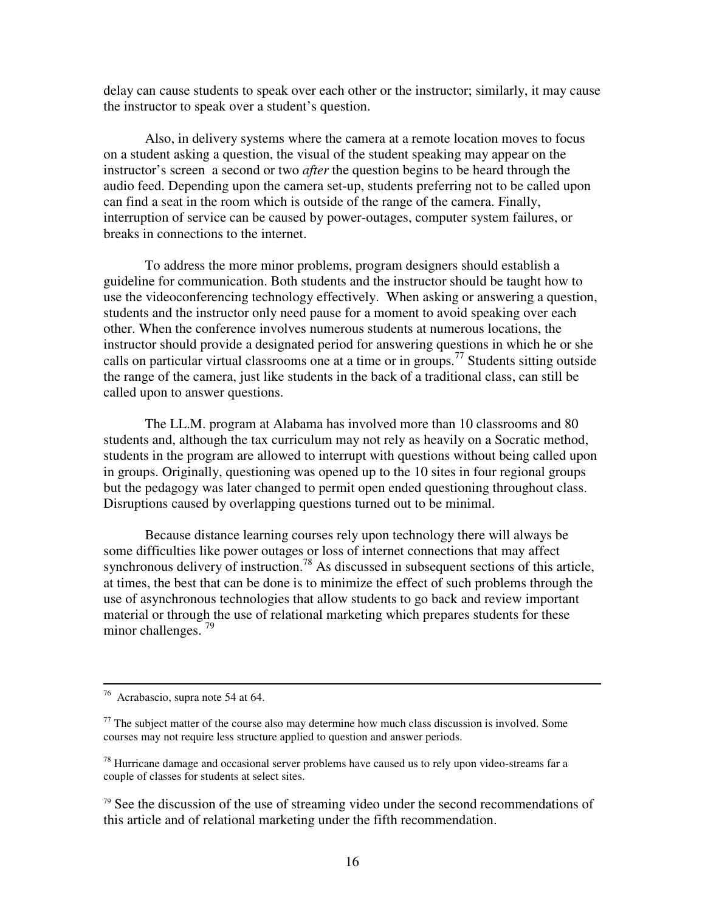delay can cause students to speak over each other or the instructor; similarly, it may cause the instructor to speak over a student's question.

Also, in delivery systems where the camera at a remote location moves to focus on a student asking a question, the visual of the student speaking may appear on the instructor's screen a second or two *after* the question begins to be heard through the audio feed. Depending upon the camera set-up, students preferring not to be called upon can find a seat in the room which is outside of the range of the camera. Finally, interruption of service can be caused by power-outages, computer system failures, or breaks in connections to the internet.

To address the more minor problems, program designers should establish a guideline for communication. Both students and the instructor should be taught how to use the videoconferencing technology effectively. When asking or answering a question, students and the instructor only need pause for a moment to avoid speaking over each other. When the conference involves numerous students at numerous locations, the instructor should provide a designated period for answering questions in which he or she calls on particular virtual classrooms one at a time or in groups.[77] Students sitting outside the range of the camera, just like students in the back of a traditional class, can still be called upon to answer questions.

The LL.M. program at Alabama has involved more than 10 classrooms and 80 students and, although the tax curriculum may not rely as heavily on a Socratic method, students in the program are allowed to interrupt with questions without being called upon in groups. Originally, questioning was opened up to the 10 sites in four regional groups but the pedagogy was later changed to permit open ended questioning throughout class. Disruptions caused by overlapping questions turned out to be minimal.

Because distance learning courses rely upon technology there will always be some difficulties like power outages or loss of internet connections that may affect synchronous delivery of instruction.[78] As discussed in subsequent sections of this article, at times, the best that can be done is to minimize the effect of such problems through the use of asynchronous technologies that allow students to go back and review important material or through the use of relational marketing which prepares students for these minor challenges.[79]

---

[76] Acrabascio, supra note 54 at 64.

[77] The subject matter of the course also may determine how much class discussion is involved. Some courses may not require less structure applied to question and answer periods.

[78] Hurricane damage and occasional server problems have caused us to rely upon video-streams far a couple of classes for students at select sites.

[79] See the discussion of the use of streaming video under the second recommendations of this article and of relational marketing under the fifth recommendation.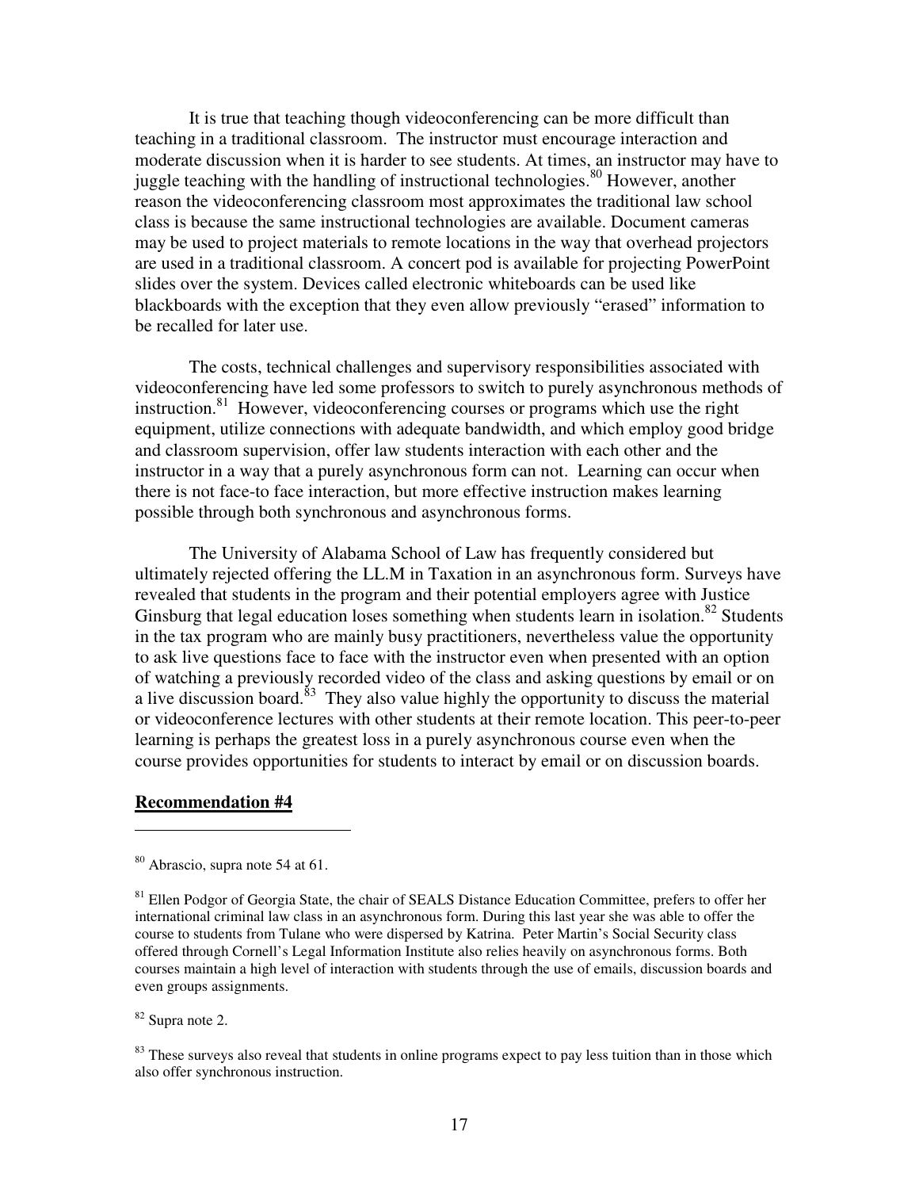It is true that teaching though videoconferencing can be more difficult than teaching in a traditional classroom. The instructor must encourage interaction and moderate discussion when it is harder to see students. At times, an instructor may have to juggle teaching with the handling of instructional technologies.[80] However, another reason the videoconferencing classroom most approximates the traditional law school class is because the same instructional technologies are available. Document cameras may be used to project materials to remote locations in the way that overhead projectors are used in a traditional classroom. A concert pod is available for projecting PowerPoint slides over the system. Devices called electronic whiteboards can be used like blackboards with the exception that they even allow previously "erased" information to be recalled for later use.

The costs, technical challenges and supervisory responsibilities associated with videoconferencing have led some professors to switch to purely asynchronous methods of instruction.[81] However, videoconferencing courses or programs which use the right equipment, utilize connections with adequate bandwidth, and which employ good bridge and classroom supervision, offer law students interaction with each other and the instructor in a way that a purely asynchronous form can not. Learning can occur when there is not face-to face interaction, but more effective instruction makes learning possible through both synchronous and asynchronous forms.

The University of Alabama School of Law has frequently considered but ultimately rejected offering the LL.M in Taxation in an asynchronous form. Surveys have revealed that students in the program and their potential employers agree with Justice Ginsburg that legal education loses something when students learn in isolation.[82] Students in the tax program who are mainly busy practitioners, nevertheless value the opportunity to ask live questions face to face with the instructor even when presented with an option of watching a previously recorded video of the class and asking questions by email or on a live discussion board.[83] They also value highly the opportunity to discuss the material or videoconference lectures with other students at their remote location. This peer-to-peer learning is perhaps the greatest loss in a purely asynchronous course even when the course provides opportunities for students to interact by email or on discussion boards.

**Recommendation #4**

---

[80] Abrascio, supra note 54 at 61.

[81] Ellen Podgor of Georgia State, the chair of SEALS Distance Education Committee, prefers to offer her international criminal law class in an asynchronous form. During this last year she was able to offer the course to students from Tulane who were dispersed by Katrina. Peter Martin's Social Security class offered through Cornell's Legal Information Institute also relies heavily on asynchronous forms. Both courses maintain a high level of interaction with students through the use of emails, discussion boards and even groups assignments.

[82] Supra note 2.

[83] These surveys also reveal that students in online programs expect to pay less tuition than in those which also offer synchronous instruction.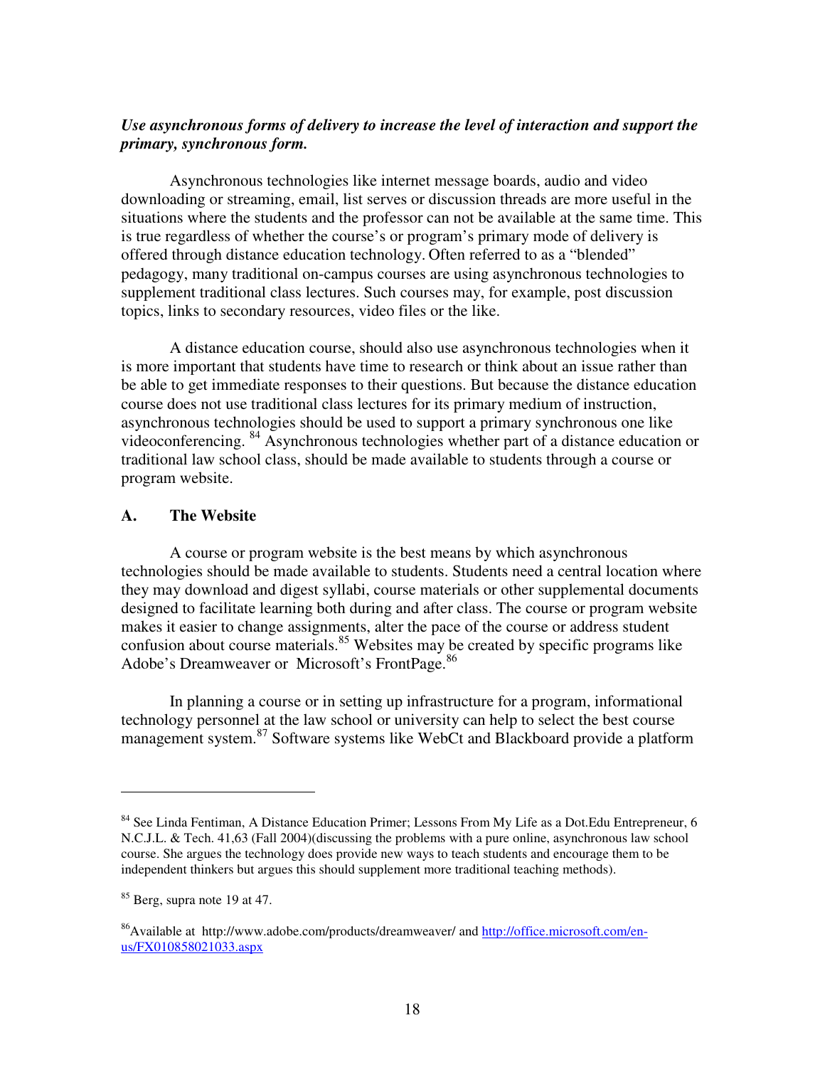***Use asynchronous forms of delivery to increase the level of interaction and support the primary, synchronous form.***

Asynchronous technologies like internet message boards, audio and video downloading or streaming, email, list serves or discussion threads are more useful in the situations where the students and the professor can not be available at the same time. This is true regardless of whether the course's or program's primary mode of delivery is offered through distance education technology. Often referred to as a "blended" pedagogy, many traditional on-campus courses are using asynchronous technologies to supplement traditional class lectures. Such courses may, for example, post discussion topics, links to secondary resources, video files or the like.

A distance education course, should also use asynchronous technologies when it is more important that students have time to research or think about an issue rather than be able to get immediate responses to their questions. But because the distance education course does not use traditional class lectures for its primary medium of instruction, asynchronous technologies should be used to support a primary synchronous one like videoconferencing. [84] Asynchronous technologies whether part of a distance education or traditional law school class, should be made available to students through a course or program website.

## A. The Website

A course or program website is the best means by which asynchronous technologies should be made available to students. Students need a central location where they may download and digest syllabi, course materials or other supplemental documents designed to facilitate learning both during and after class. The course or program website makes it easier to change assignments, alter the pace of the course or address student confusion about course materials.[85] Websites may be created by specific programs like Adobe's Dreamweaver or Microsoft's FrontPage.[86]

In planning a course or in setting up infrastructure for a program, informational technology personnel at the law school or university can help to select the best course management system.[87] Software systems like WebCt and Blackboard provide a platform

---

[84] See Linda Fentiman, A Distance Education Primer; Lessons From My Life as a Dot.Edu Entrepreneur, 6 N.C.J.L. & Tech. 41,63 (Fall 2004)(discussing the problems with a pure online, asynchronous law school course. She argues the technology does provide new ways to teach students and encourage them to be independent thinkers but argues this should supplement more traditional teaching methods).

[85] Berg, supra note 19 at 47.

[86] Available at http://www.adobe.com/products/dreamweaver/ and http://office.microsoft.com/en-us/FX010858021033.aspx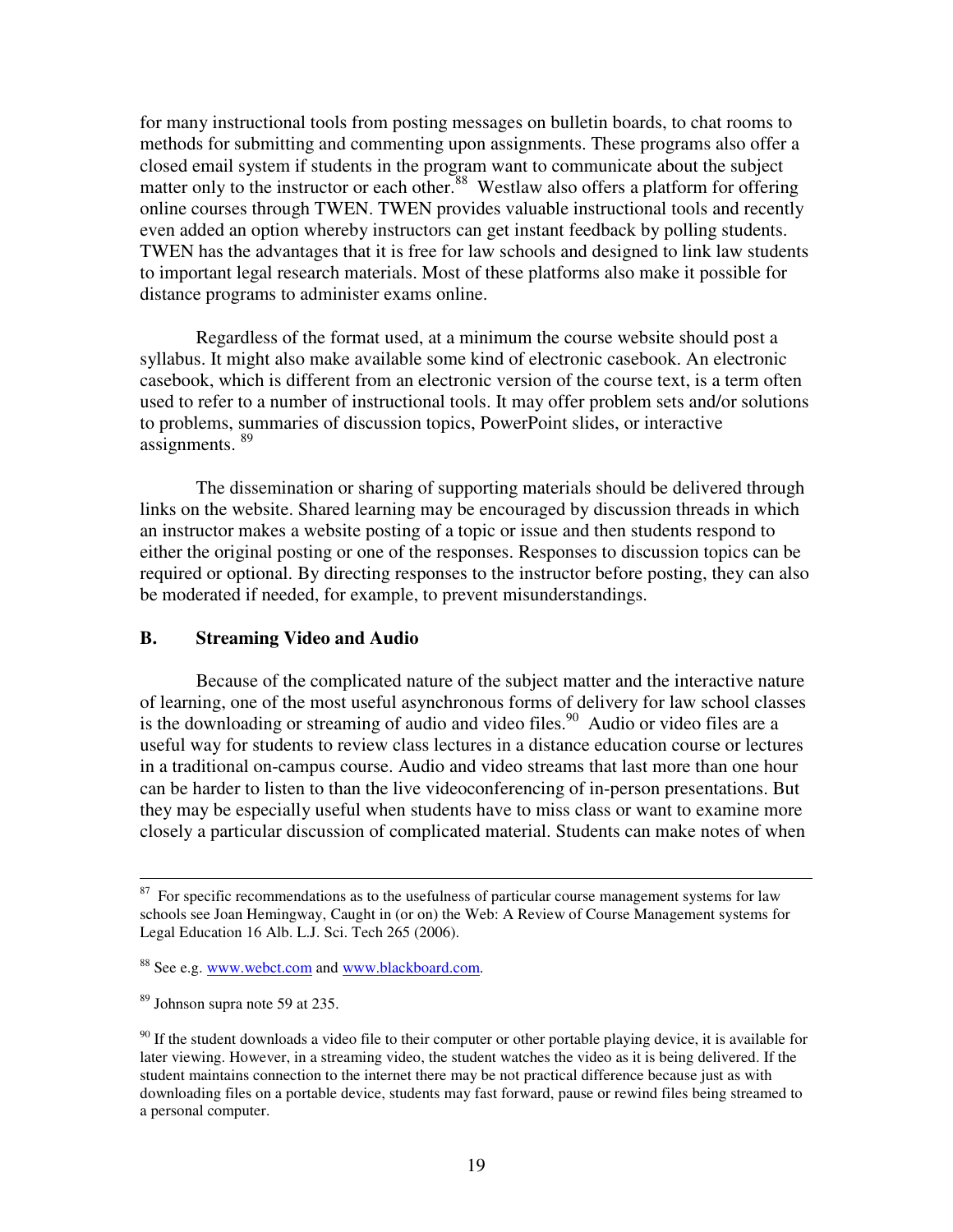for many instructional tools from posting messages on bulletin boards, to chat rooms to methods for submitting and commenting upon assignments. These programs also offer a closed email system if students in the program want to communicate about the subject matter only to the instructor or each other.[88] Westlaw also offers a platform for offering online courses through TWEN. TWEN provides valuable instructional tools and recently even added an option whereby instructors can get instant feedback by polling students. TWEN has the advantages that it is free for law schools and designed to link law students to important legal research materials. Most of these platforms also make it possible for distance programs to administer exams online.

Regardless of the format used, at a minimum the course website should post a syllabus. It might also make available some kind of electronic casebook. An electronic casebook, which is different from an electronic version of the course text, is a term often used to refer to a number of instructional tools. It may offer problem sets and/or solutions to problems, summaries of discussion topics, PowerPoint slides, or interactive assignments. [89]

The dissemination or sharing of supporting materials should be delivered through links on the website. Shared learning may be encouraged by discussion threads in which an instructor makes a website posting of a topic or issue and then students respond to either the original posting or one of the responses. Responses to discussion topics can be required or optional. By directing responses to the instructor before posting, they can also be moderated if needed, for example, to prevent misunderstandings.

### B. Streaming Video and Audio

Because of the complicated nature of the subject matter and the interactive nature of learning, one of the most useful asynchronous forms of delivery for law school classes is the downloading or streaming of audio and video files.[90] Audio or video files are a useful way for students to review class lectures in a distance education course or lectures in a traditional on-campus course. Audio and video streams that last more than one hour can be harder to listen to than the live videoconferencing of in-person presentations. But they may be especially useful when students have to miss class or want to examine more closely a particular discussion of complicated material. Students can make notes of when

---

[87] For specific recommendations as to the usefulness of particular course management systems for law schools see Joan Hemingway, Caught in (or on) the Web: A Review of Course Management systems for Legal Education 16 Alb. L.J. Sci. Tech 265 (2006).

[88] See e.g. www.webct.com and www.blackboard.com.

[89] Johnson supra note 59 at 235.

[90] If the student downloads a video file to their computer or other portable playing device, it is available for later viewing. However, in a streaming video, the student watches the video as it is being delivered. If the student maintains connection to the internet there may be not practical difference because just as with downloading files on a portable device, students may fast forward, pause or rewind files being streamed to a personal computer.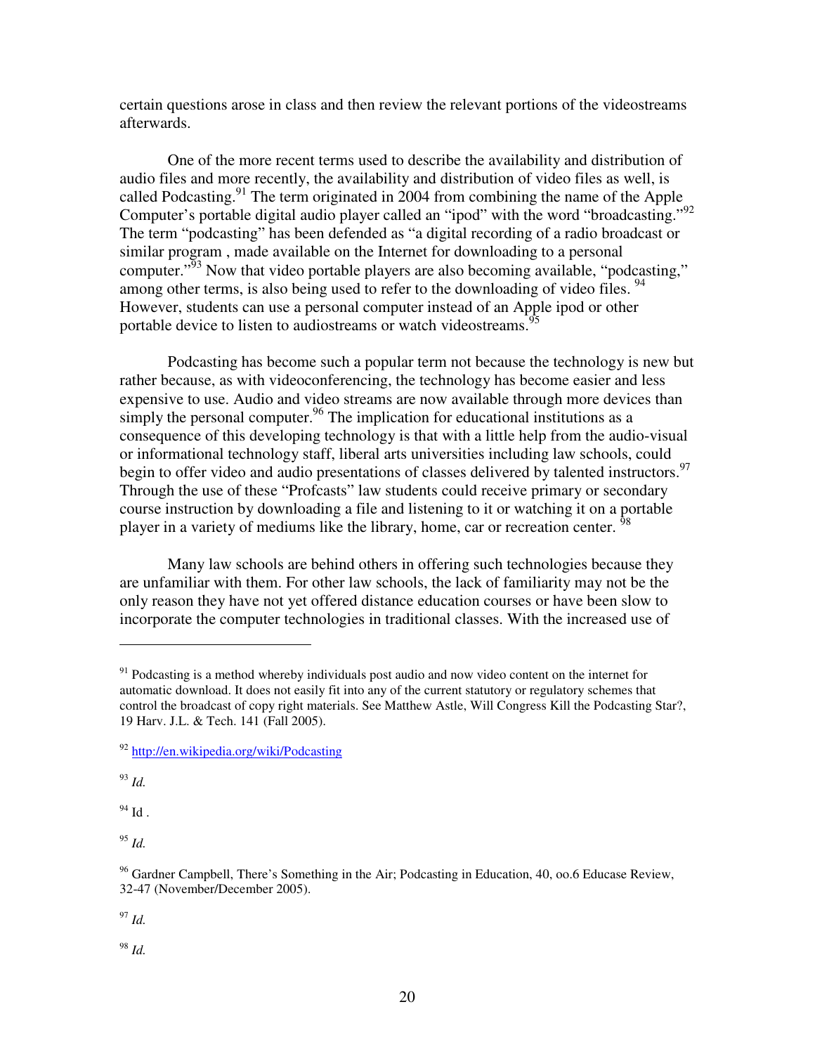certain questions arose in class and then review the relevant portions of the videostreams afterwards.

One of the more recent terms used to describe the availability and distribution of audio files and more recently, the availability and distribution of video files as well, is called Podcasting.[91] The term originated in 2004 from combining the name of the Apple Computer's portable digital audio player called an "ipod" with the word "broadcasting."[92] The term "podcasting" has been defended as "a digital recording of a radio broadcast or similar program , made available on the Internet for downloading to a personal computer."[93] Now that video portable players are also becoming available, "podcasting," among other terms, is also being used to refer to the downloading of video files. [94] However, students can use a personal computer instead of an Apple ipod or other portable device to listen to audiostreams or watch videostreams.[95]

Podcasting has become such a popular term not because the technology is new but rather because, as with videoconferencing, the technology has become easier and less expensive to use. Audio and video streams are now available through more devices than simply the personal computer.[96] The implication for educational institutions as a consequence of this developing technology is that with a little help from the audio-visual or informational technology staff, liberal arts universities including law schools, could begin to offer video and audio presentations of classes delivered by talented instructors.[97] Through the use of these "Profcasts" law students could receive primary or secondary course instruction by downloading a file and listening to it or watching it on a portable player in a variety of mediums like the library, home, car or recreation center. [98]

Many law schools are behind others in offering such technologies because they are unfamiliar with them. For other law schools, the lack of familiarity may not be the only reason they have not yet offered distance education courses or have been slow to incorporate the computer technologies in traditional classes. With the increased use of

---

[91] Podcasting is a method whereby individuals post audio and now video content on the internet for automatic download. It does not easily fit into any of the current statutory or regulatory schemes that control the broadcast of copy right materials. See Matthew Astle, Will Congress Kill the Podcasting Star?, 19 Harv. J.L. & Tech. 141 (Fall 2005).

[92] http://en.wikipedia.org/wiki/Podcasting

[93] *Id.*

[94] Id .

[95] *Id.*

[96] Gardner Campbell, There's Something in the Air; Podcasting in Education, 40, oo.6 Educase Review, 32-47 (November/December 2005).

[97] *Id.*

[98] *Id.*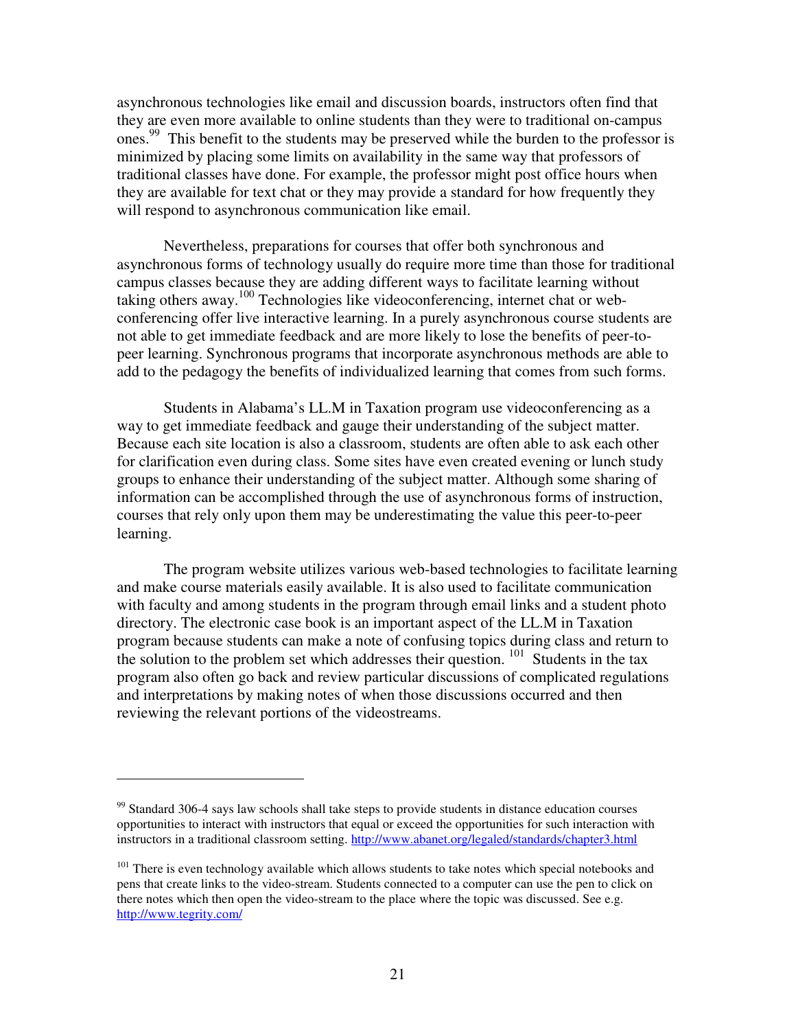asynchronous technologies like email and discussion boards, instructors often find that they are even more available to online students than they were to traditional on-campus ones.[99] This benefit to the students may be preserved while the burden to the professor is minimized by placing some limits on availability in the same way that professors of traditional classes have done. For example, the professor might post office hours when they are available for text chat or they may provide a standard for how frequently they will respond to asynchronous communication like email.

Nevertheless, preparations for courses that offer both synchronous and asynchronous forms of technology usually do require more time than those for traditional campus classes because they are adding different ways to facilitate learning without taking others away.[100] Technologies like videoconferencing, internet chat or web-conferencing offer live interactive learning. In a purely asynchronous course students are not able to get immediate feedback and are more likely to lose the benefits of peer-to-peer learning. Synchronous programs that incorporate asynchronous methods are able to add to the pedagogy the benefits of individualized learning that comes from such forms.

Students in Alabama's LL.M in Taxation program use videoconferencing as a way to get immediate feedback and gauge their understanding of the subject matter. Because each site location is also a classroom, students are often able to ask each other for clarification even during class. Some sites have even created evening or lunch study groups to enhance their understanding of the subject matter. Although some sharing of information can be accomplished through the use of asynchronous forms of instruction, courses that rely only upon them may be underestimating the value this peer-to-peer learning.

The program website utilizes various web-based technologies to facilitate learning and make course materials easily available. It is also used to facilitate communication with faculty and among students in the program through email links and a student photo directory. The electronic case book is an important aspect of the LL.M in Taxation program because students can make a note of confusing topics during class and return to the solution to the problem set which addresses their question. [101] Students in the tax program also often go back and review particular discussions of complicated regulations and interpretations by making notes of when those discussions occurred and then reviewing the relevant portions of the videostreams.

---

[99] Standard 306-4 says law schools shall take steps to provide students in distance education courses opportunities to interact with instructors that equal or exceed the opportunities for such interaction with instructors in a traditional classroom setting. http://www.abanet.org/legaled/standards/chapter3.html

[101] There is even technology available which allows students to take notes which special notebooks and pens that create links to the video-stream. Students connected to a computer can use the pen to click on there notes which then open the video-stream to the place where the topic was discussed. See e.g. http://www.tegrity.com/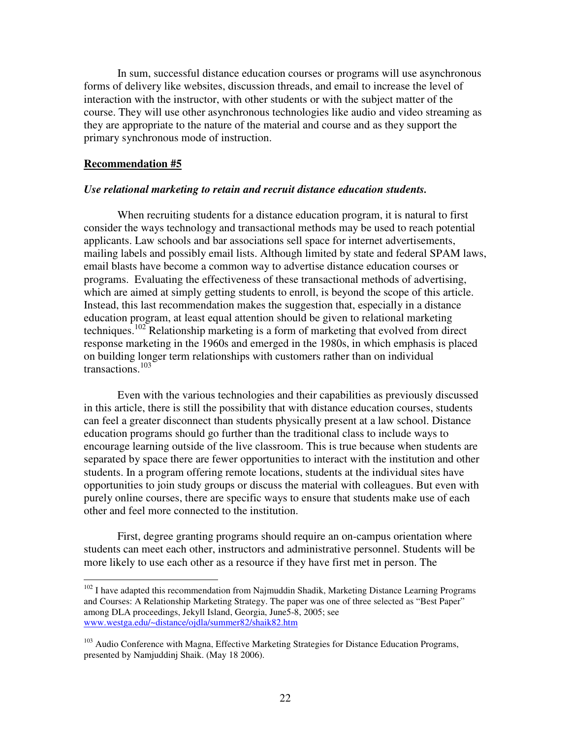In sum, successful distance education courses or programs will use asynchronous forms of delivery like websites, discussion threads, and email to increase the level of interaction with the instructor, with other students or with the subject matter of the course. They will use other asynchronous technologies like audio and video streaming as they are appropriate to the nature of the material and course and as they support the primary synchronous mode of instruction.

**<u>Recommendation #5</u>**

***Use relational marketing to retain and recruit distance education students.***

When recruiting students for a distance education program, it is natural to first consider the ways technology and transactional methods may be used to reach potential applicants. Law schools and bar associations sell space for internet advertisements, mailing labels and possibly email lists. Although limited by state and federal SPAM laws, email blasts have become a common way to advertise distance education courses or programs. Evaluating the effectiveness of these transactional methods of advertising, which are aimed at simply getting students to enroll, is beyond the scope of this article. Instead, this last recommendation makes the suggestion that, especially in a distance education program, at least equal attention should be given to relational marketing techniques.[102] Relationship marketing is a form of marketing that evolved from direct response marketing in the 1960s and emerged in the 1980s, in which emphasis is placed on building longer term relationships with customers rather than on individual transactions.[103]

Even with the various technologies and their capabilities as previously discussed in this article, there is still the possibility that with distance education courses, students can feel a greater disconnect than students physically present at a law school. Distance education programs should go further than the traditional class to include ways to encourage learning outside of the live classroom. This is true because when students are separated by space there are fewer opportunities to interact with the institution and other students. In a program offering remote locations, students at the individual sites have opportunities to join study groups or discuss the material with colleagues. But even with purely online courses, there are specific ways to ensure that students make use of each other and feel more connected to the institution.

First, degree granting programs should require an on-campus orientation where students can meet each other, instructors and administrative personnel. Students will be more likely to use each other as a resource if they have first met in person. The

---

[102] I have adapted this recommendation from Najmuddin Shadik, Marketing Distance Learning Programs and Courses: A Relationship Marketing Strategy. The paper was one of three selected as "Best Paper" among DLA proceedings, Jekyll Island, Georgia, June5-8, 2005; see www.westga.edu/~distance/ojdla/summer82/shaik82.htm

[103] Audio Conference with Magna, Effective Marketing Strategies for Distance Education Programs, presented by Namjuddinj Shaik. (May 18 2006).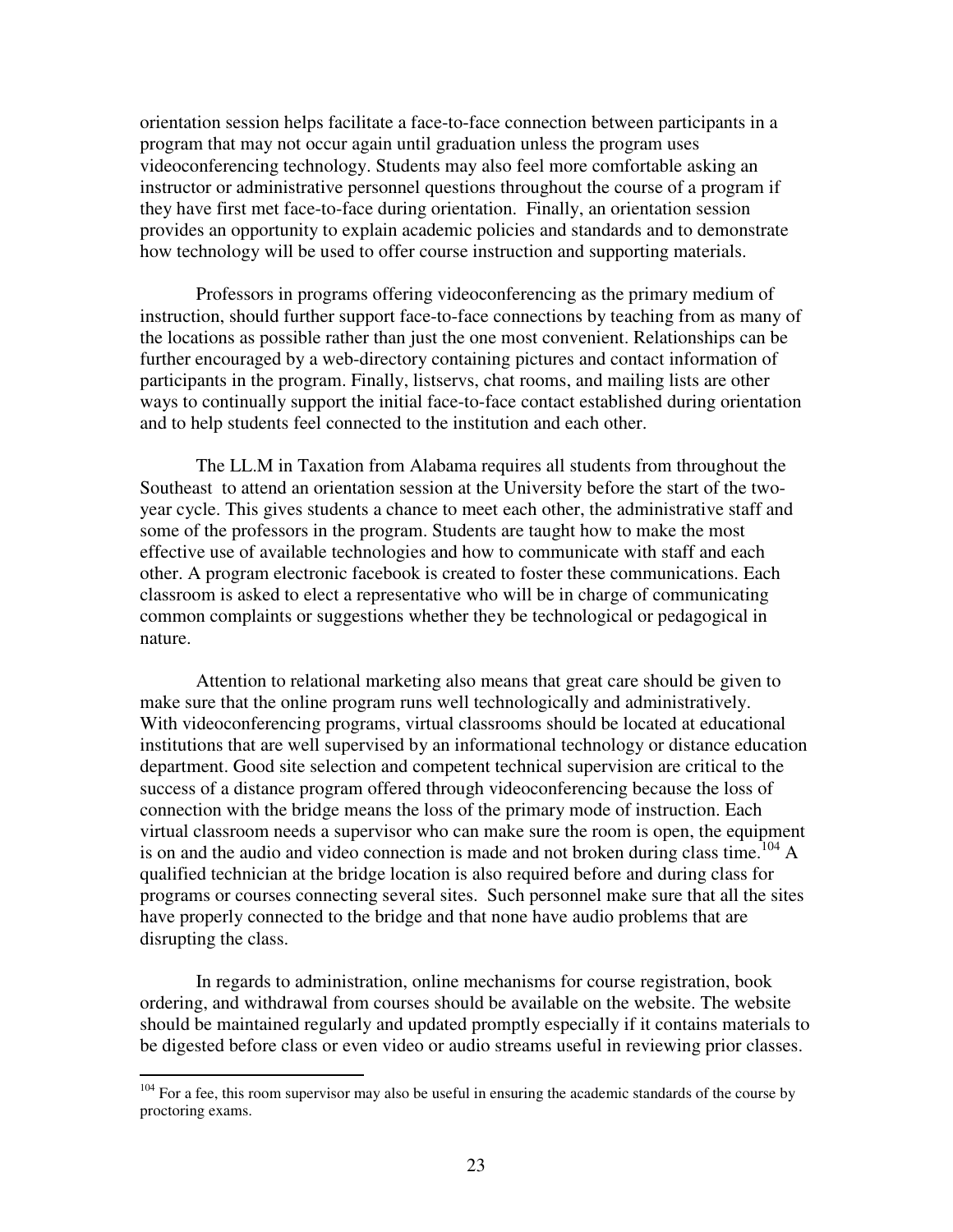orientation session helps facilitate a face-to-face connection between participants in a program that may not occur again until graduation unless the program uses videoconferencing technology. Students may also feel more comfortable asking an instructor or administrative personnel questions throughout the course of a program if they have first met face-to-face during orientation. Finally, an orientation session provides an opportunity to explain academic policies and standards and to demonstrate how technology will be used to offer course instruction and supporting materials.

Professors in programs offering videoconferencing as the primary medium of instruction, should further support face-to-face connections by teaching from as many of the locations as possible rather than just the one most convenient. Relationships can be further encouraged by a web-directory containing pictures and contact information of participants in the program. Finally, listservs, chat rooms, and mailing lists are other ways to continually support the initial face-to-face contact established during orientation and to help students feel connected to the institution and each other.

The LL.M in Taxation from Alabama requires all students from throughout the Southeast to attend an orientation session at the University before the start of the two-year cycle. This gives students a chance to meet each other, the administrative staff and some of the professors in the program. Students are taught how to make the most effective use of available technologies and how to communicate with staff and each other. A program electronic facebook is created to foster these communications. Each classroom is asked to elect a representative who will be in charge of communicating common complaints or suggestions whether they be technological or pedagogical in nature.

Attention to relational marketing also means that great care should be given to make sure that the online program runs well technologically and administratively. With videoconferencing programs, virtual classrooms should be located at educational institutions that are well supervised by an informational technology or distance education department. Good site selection and competent technical supervision are critical to the success of a distance program offered through videoconferencing because the loss of connection with the bridge means the loss of the primary mode of instruction. Each virtual classroom needs a supervisor who can make sure the room is open, the equipment is on and the audio and video connection is made and not broken during class time.[104] A qualified technician at the bridge location is also required before and during class for programs or courses connecting several sites. Such personnel make sure that all the sites have properly connected to the bridge and that none have audio problems that are disrupting the class.

In regards to administration, online mechanisms for course registration, book ordering, and withdrawal from courses should be available on the website. The website should be maintained regularly and updated promptly especially if it contains materials to be digested before class or even video or audio streams useful in reviewing prior classes.

---

[104] For a fee, this room supervisor may also be useful in ensuring the academic standards of the course by proctoring exams.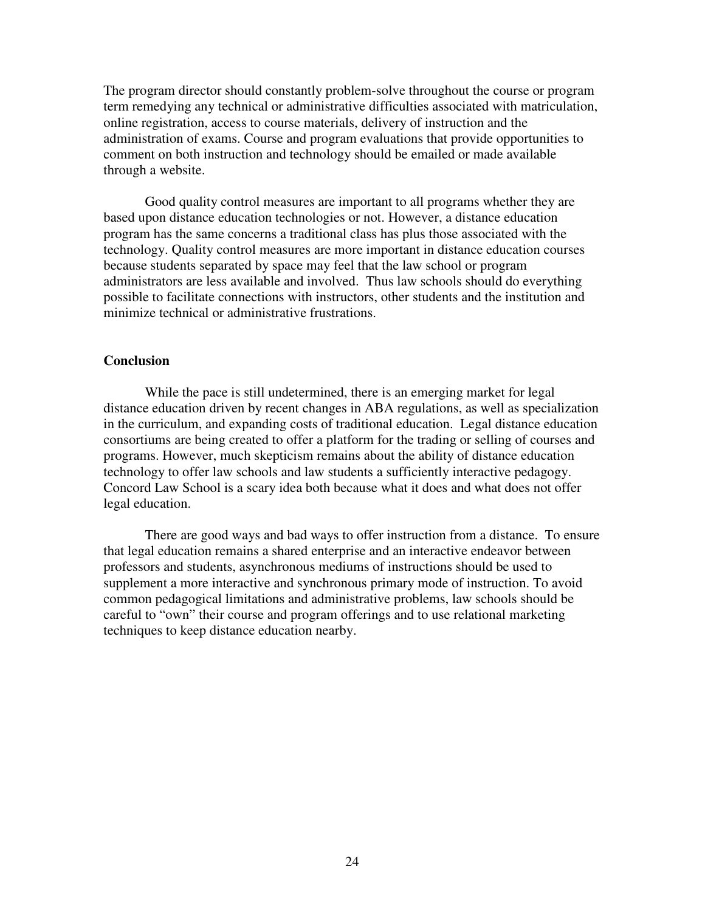The program director should constantly problem-solve throughout the course or program term remedying any technical or administrative difficulties associated with matriculation, online registration, access to course materials, delivery of instruction and the administration of exams. Course and program evaluations that provide opportunities to comment on both instruction and technology should be emailed or made available through a website.

Good quality control measures are important to all programs whether they are based upon distance education technologies or not. However, a distance education program has the same concerns a traditional class has plus those associated with the technology. Quality control measures are more important in distance education courses because students separated by space may feel that the law school or program administrators are less available and involved. Thus law schools should do everything possible to facilitate connections with instructors, other students and the institution and minimize technical or administrative frustrations.

**Conclusion**

While the pace is still undetermined, there is an emerging market for legal distance education driven by recent changes in ABA regulations, as well as specialization in the curriculum, and expanding costs of traditional education. Legal distance education consortiums are being created to offer a platform for the trading or selling of courses and programs. However, much skepticism remains about the ability of distance education technology to offer law schools and law students a sufficiently interactive pedagogy. Concord Law School is a scary idea both because what it does and what does not offer legal education.

There are good ways and bad ways to offer instruction from a distance. To ensure that legal education remains a shared enterprise and an interactive endeavor between professors and students, asynchronous mediums of instructions should be used to supplement a more interactive and synchronous primary mode of instruction. To avoid common pedagogical limitations and administrative problems, law schools should be careful to "own" their course and program offerings and to use relational marketing techniques to keep distance education nearby.